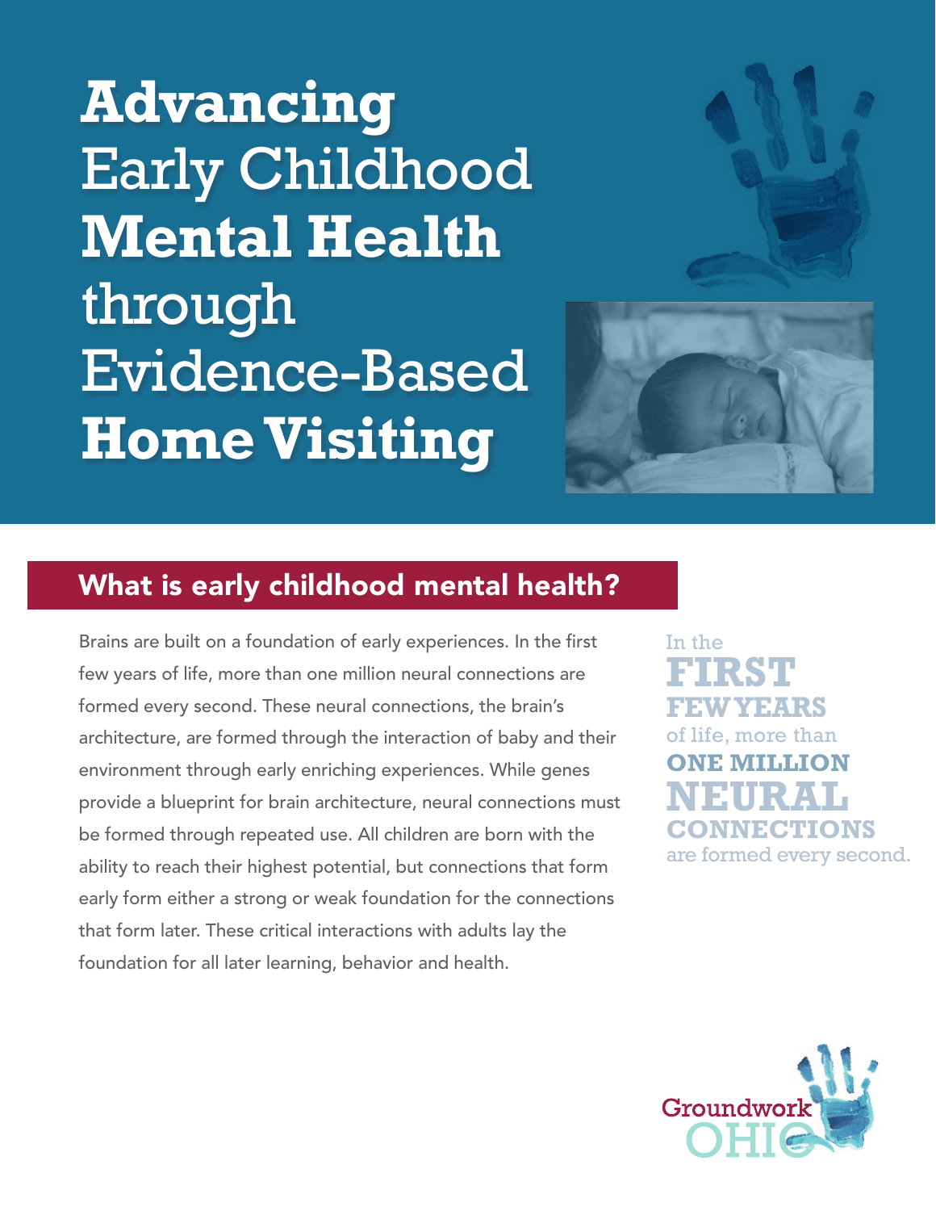# Advancing Early Childhood Mental Health through Evidence-Based Home Visiting

## What is early childhood mental health?

Brains are built on a foundation of early experiences. In the first few years of life, more than one million neural connections are formed every second. These neural connections, the brain's architecture, are formed through the interaction of baby and their environment through early enriching experiences. While genes provide a blueprint for brain architecture, neural connections must be formed through repeated use. All children are born with the ability to reach their highest potential, but connections that form early form either a strong or weak foundation for the connections that form later. These critical interactions with adults lay the foundation for all later learning, behavior and health.

In the **FIRST FEW YEARS** of life, more than **ONE MILLION NEURAL CONNECTIONS** are formed every second.

Groundwork OHIO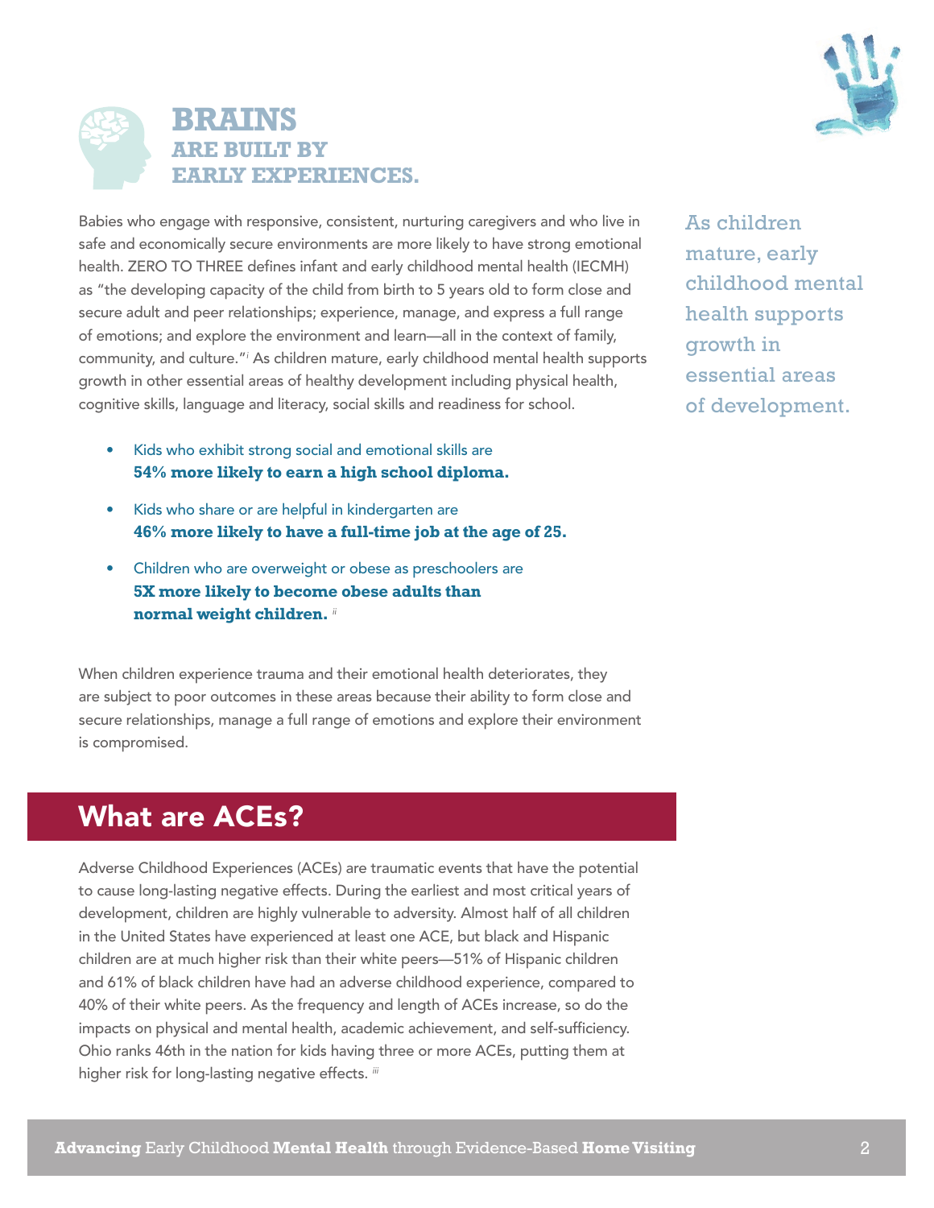# BRAINS ARE BUILT BY EARLY EXPERIENCES.

Babies who engage with responsive, consistent, nurturing caregivers and who live in safe and economically secure environments are more likely to have strong emotional health. ZERO TO THREE defines infant and early childhood mental health (IECMH) as "the developing capacity of the child from birth to 5 years old to form close and secure adult and peer relationships; experience, manage, and express a full range of emotions; and explore the environment and learn—all in the context of family, community, and culture."[i] As children mature, early childhood mental health supports growth in other essential areas of healthy development including physical health, cognitive skills, language and literacy, social skills and readiness for school.

As children mature, early childhood mental health supports growth in essential areas of development.

- Kids who exhibit strong social and emotional skills are **54% more likely to earn a high school diploma.**
- Kids who share or are helpful in kindergarten are **46% more likely to have a full-time job at the age of 25.**
- Children who are overweight or obese as preschoolers are **5X more likely to become obese adults than normal weight children.** [ii]

When children experience trauma and their emotional health deteriorates, they are subject to poor outcomes in these areas because their ability to form close and secure relationships, manage a full range of emotions and explore their environment is compromised.

## What are ACEs?

Adverse Childhood Experiences (ACEs) are traumatic events that have the potential to cause long-lasting negative effects. During the earliest and most critical years of development, children are highly vulnerable to adversity. Almost half of all children in the United States have experienced at least one ACE, but black and Hispanic children are at much higher risk than their white peers—51% of Hispanic children and 61% of black children have had an adverse childhood experience, compared to 40% of their white peers. As the frequency and length of ACEs increase, so do the impacts on physical and mental health, academic achievement, and self-sufficiency. Ohio ranks 46th in the nation for kids having three or more ACEs, putting them at higher risk for long-lasting negative effects. [iii]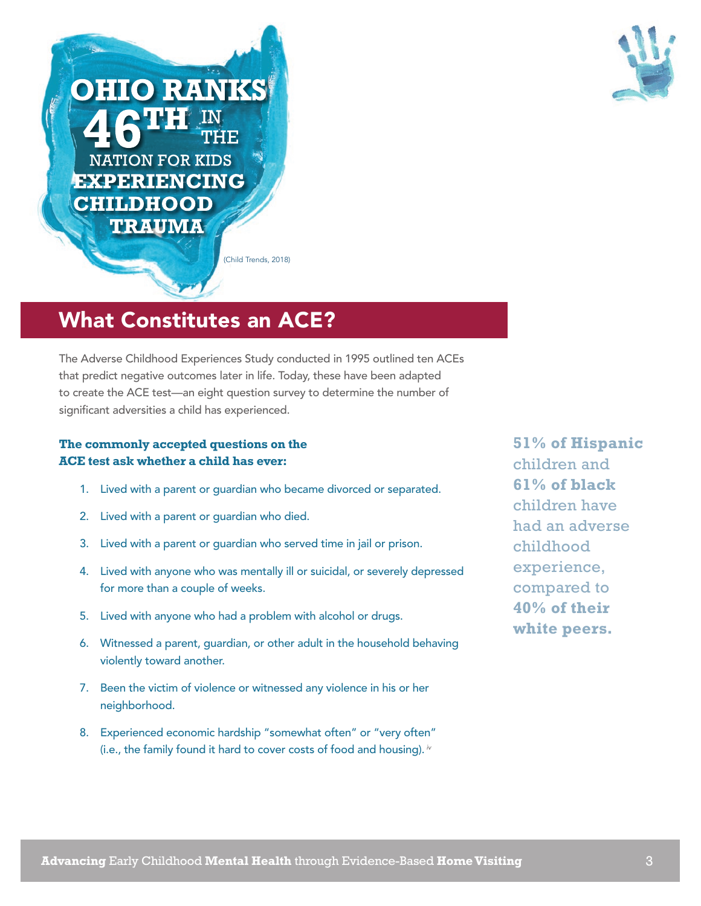**OHIO RANKS 46TH IN THE NATION FOR KIDS EXPERIENCING CHILDHOOD TRAUMA**

(Child Trends, 2018)

## What Constitutes an ACE?

The Adverse Childhood Experiences Study conducted in 1995 outlined ten ACEs that predict negative outcomes later in life. Today, these have been adapted to create the ACE test—an eight question survey to determine the number of significant adversities a child has experienced.

**The commonly accepted questions on the ACE test ask whether a child has ever:**

1. Lived with a parent or guardian who became divorced or separated.
2. Lived with a parent or guardian who died.
3. Lived with a parent or guardian who served time in jail or prison.
4. Lived with anyone who was mentally ill or suicidal, or severely depressed for more than a couple of weeks.
5. Lived with anyone who had a problem with alcohol or drugs.
6. Witnessed a parent, guardian, or other adult in the household behaving violently toward another.
7. Been the victim of violence or witnessed any violence in his or her neighborhood.
8. Experienced economic hardship "somewhat often" or "very often" (i.e., the family found it hard to cover costs of food and housing).[iv]

**51% of Hispanic** children and **61% of black** children have had an adverse childhood experience, compared to **40% of their white peers.**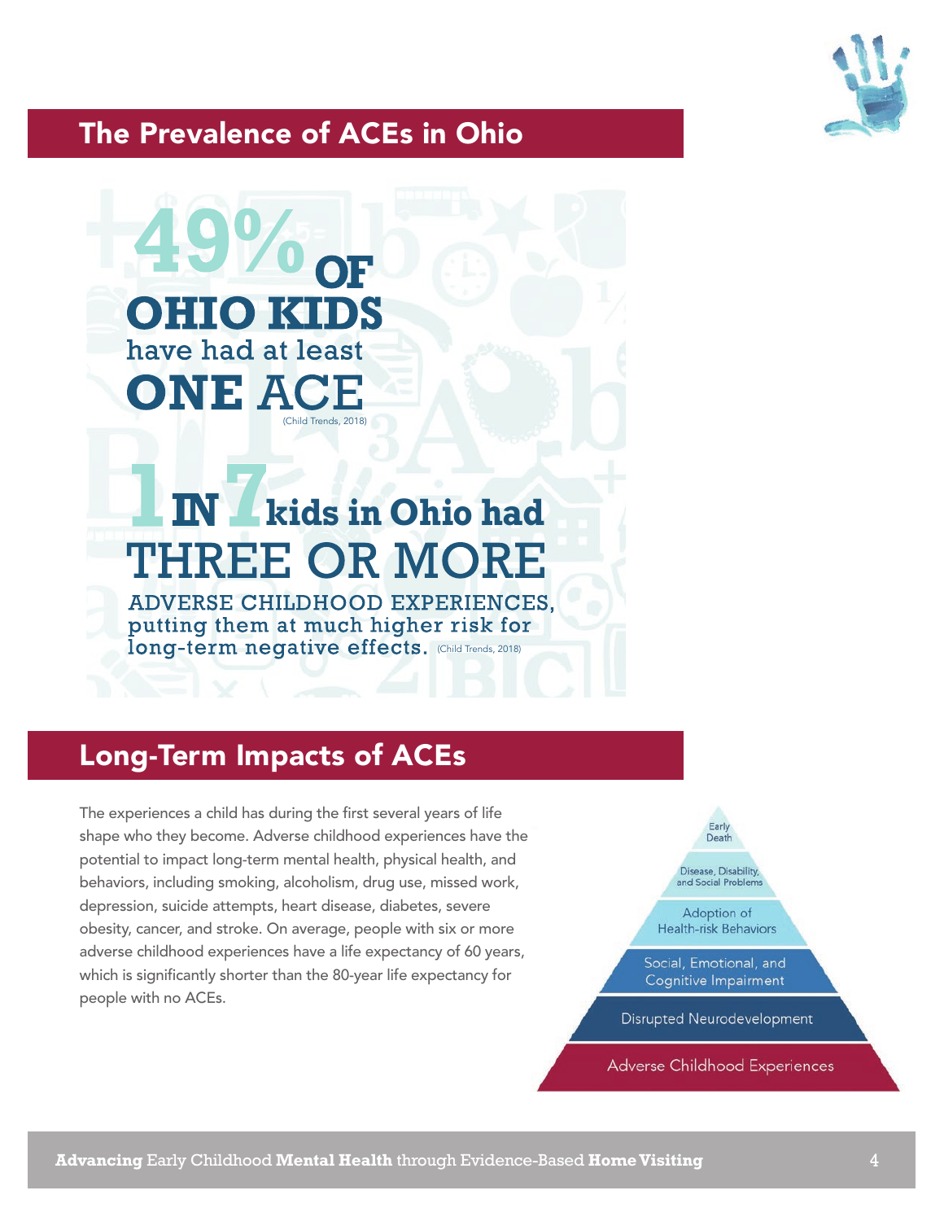## The Prevalence of ACEs in Ohio

**49% OF OHIO KIDS** have had at least **ONE ACE** (Child Trends, 2018)

**1 IN 7 kids in Ohio had THREE OR MORE** ADVERSE CHILDHOOD EXPERIENCES, putting them at much higher risk for long-term negative effects. (Child Trends, 2018)

## Long-Term Impacts of ACEs

The experiences a child has during the first several years of life shape who they become. Adverse childhood experiences have the potential to impact long-term mental health, physical health, and behaviors, including smoking, alcoholism, drug use, missed work, depression, suicide attempts, heart disease, diabetes, severe obesity, cancer, and stroke. On average, people with six or more adverse childhood experiences have a life expectancy of 60 years, which is significantly shorter than the 80-year life expectancy for people with no ACEs.

- Early Death
- Disease, Disability, and Social Problems
- Adoption of Health-risk Behaviors
- Social, Emotional, and Cognitive Impairment
- Disrupted Neurodevelopment
- Adverse Childhood Experiences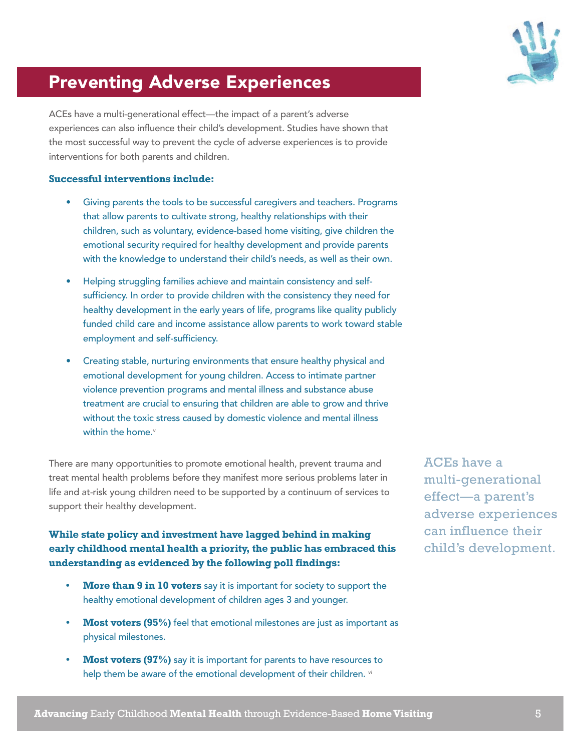## Preventing Adverse Experiences

ACEs have a multi-generational effect—the impact of a parent's adverse experiences can also influence their child's development. Studies have shown that the most successful way to prevent the cycle of adverse experiences is to provide interventions for both parents and children.

**Successful interventions include:**

- Giving parents the tools to be successful caregivers and teachers. Programs that allow parents to cultivate strong, healthy relationships with their children, such as voluntary, evidence-based home visiting, give children the emotional security required for healthy development and provide parents with the knowledge to understand their child's needs, as well as their own.
- Helping struggling families achieve and maintain consistency and self-sufficiency. In order to provide children with the consistency they need for healthy development in the early years of life, programs like quality publicly funded child care and income assistance allow parents to work toward stable employment and self-sufficiency.
- Creating stable, nurturing environments that ensure healthy physical and emotional development for young children. Access to intimate partner violence prevention programs and mental illness and substance abuse treatment are crucial to ensuring that children are able to grow and thrive without the toxic stress caused by domestic violence and mental illness within the home.[v]

There are many opportunities to promote emotional health, prevent trauma and treat mental health problems before they manifest more serious problems later in life and at-risk young children need to be supported by a continuum of services to support their healthy development.

**While state policy and investment have lagged behind in making early childhood mental health a priority, the public has embraced this understanding as evidenced by the following poll findings:**

- **More than 9 in 10 voters** say it is important for society to support the healthy emotional development of children ages 3 and younger.
- **Most voters (95%)** feel that emotional milestones are just as important as physical milestones.
- **Most voters (97%)** say it is important for parents to have resources to help them be aware of the emotional development of their children.[vi]

ACEs have a multi-generational effect—a parent's adverse experiences can influence their child's development.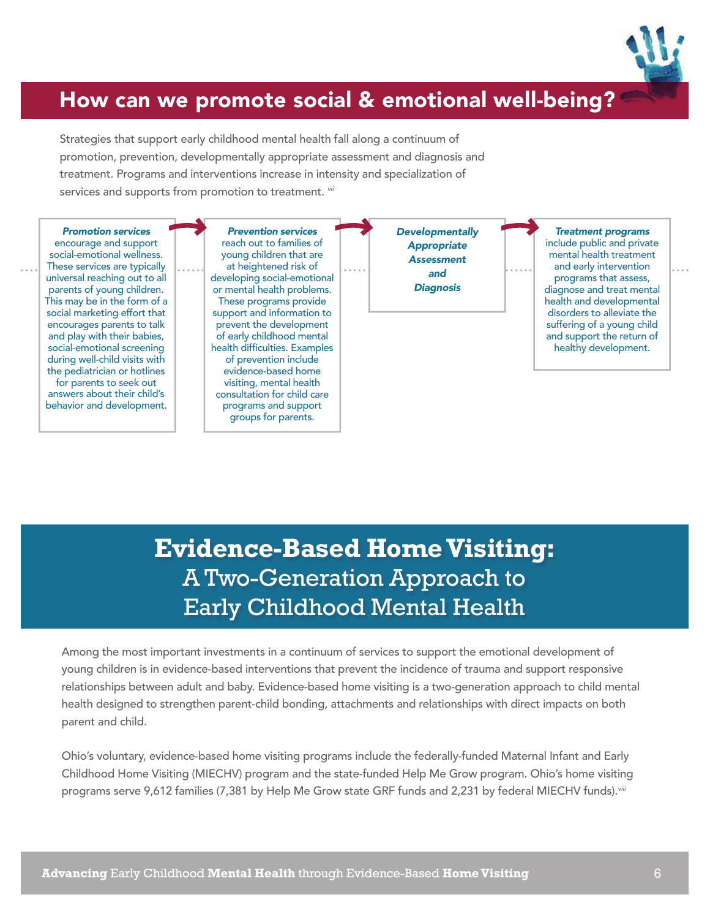## How can we promote social & emotional well-being?

Strategies that support early childhood mental health fall along a continuum of promotion, prevention, developmentally appropriate assessment and diagnosis and treatment. Programs and interventions increase in intensity and specialization of services and supports from promotion to treatment. [vii]

***Promotion services*** encourage and support social-emotional wellness. These services are typically universal reaching out to all parents of young children. This may be in the form of a social marketing effort that encourages parents to talk and play with their babies, social-emotional screening during well-child visits with the pediatrician or hotlines for parents to seek out answers about their child's behavior and development.

→ ***Prevention services*** reach out to families of young children that are at heightened risk of developing social-emotional or mental health problems. These programs provide support and information to prevent the development of early childhood mental health difficulties. Examples of prevention include evidence-based home visiting, mental health consultation for child care programs and support groups for parents.

→ ***Developmentally Appropriate Assessment and Diagnosis***

→ ***Treatment programs*** include public and private mental health treatment and early intervention programs that assess, diagnose and treat mental health and developmental disorders to alleviate the suffering of a young child and support the return of healthy development.

## Evidence-Based Home Visiting: A Two-Generation Approach to Early Childhood Mental Health

Among the most important investments in a continuum of services to support the emotional development of young children is in evidence-based interventions that prevent the incidence of trauma and support responsive relationships between adult and baby. Evidence-based home visiting is a two-generation approach to child mental health designed to strengthen parent-child bonding, attachments and relationships with direct impacts on both parent and child.

Ohio's voluntary, evidence-based home visiting programs include the federally-funded Maternal Infant and Early Childhood Home Visiting (MIECHV) program and the state-funded Help Me Grow program. Ohio's home visiting programs serve 9,612 families (7,381 by Help Me Grow state GRF funds and 2,231 by federal MIECHV funds).[viii]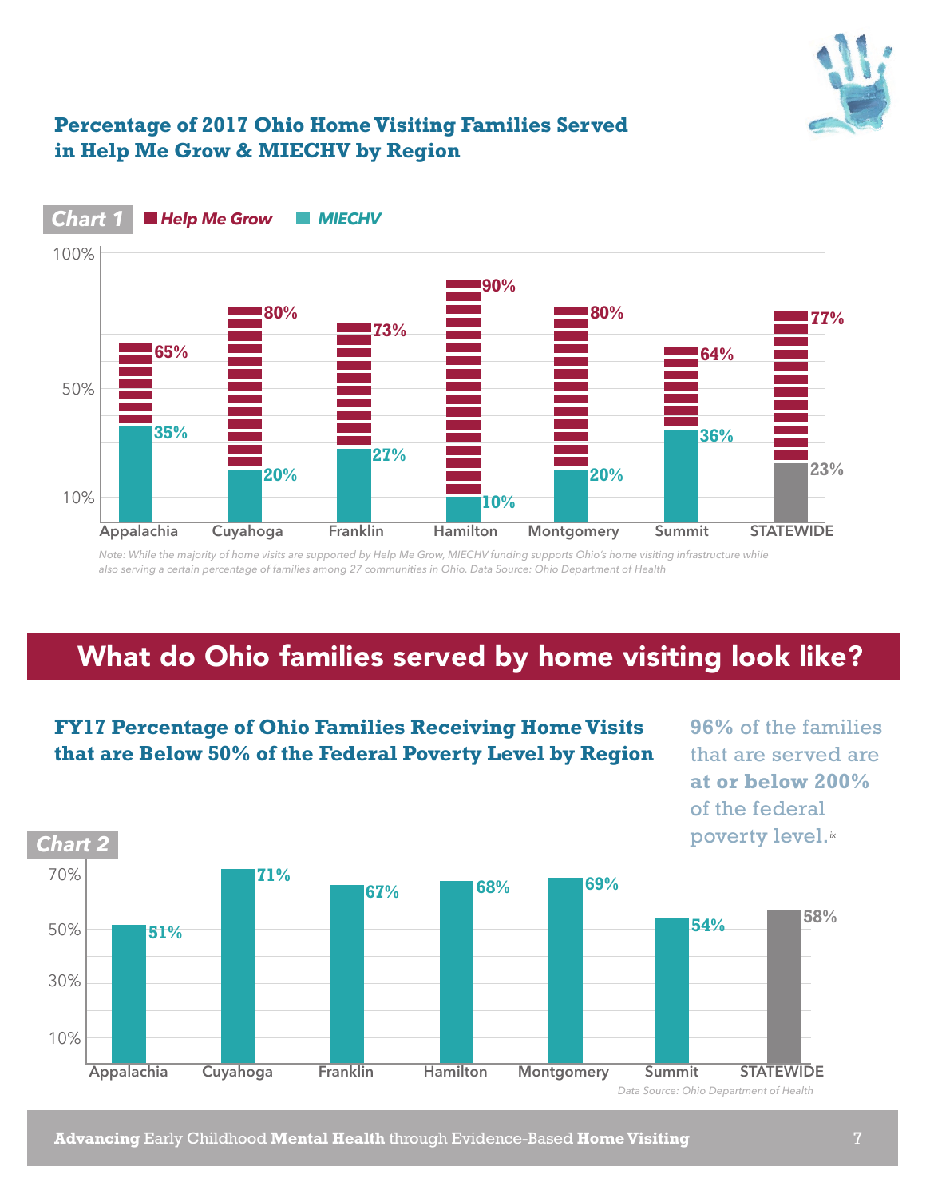### Percentage of 2017 Ohio Home Visiting Families Served in Help Me Grow & MIECHV by Region

**Chart 1**

| Region | Help Me Grow | MIECHV |
|---|---|---|
| Appalachia | 65% | 35% |
| Cuyahoga | 80% | 20% |
| Franklin | 73% | 27% |
| Hamilton | 90% | 10% |
| Montgomery | 80% | 20% |
| Summit | 64% | 36% |
| STATEWIDE | 77% | 23% |

*Note: While the majority of home visits are supported by Help Me Grow, MIECHV funding supports Ohio's home visiting infrastructure while also serving a certain percentage of families among 27 communities in Ohio. Data Source: Ohio Department of Health*

## What do Ohio families served by home visiting look like?

### FY17 Percentage of Ohio Families Receiving Home Visits that are Below 50% of the Federal Poverty Level by Region

**96%** of the families that are served are **at or below 200%** of the federal poverty level.[ix]

**Chart 2**

| Region | Percentage |
|---|---|
| Appalachia | 51% |
| Cuyahoga | 71% |
| Franklin | 67% |
| Hamilton | 68% |
| Montgomery | 69% |
| Summit | 54% |
| STATEWIDE | 58% |

*Data Source: Ohio Department of Health*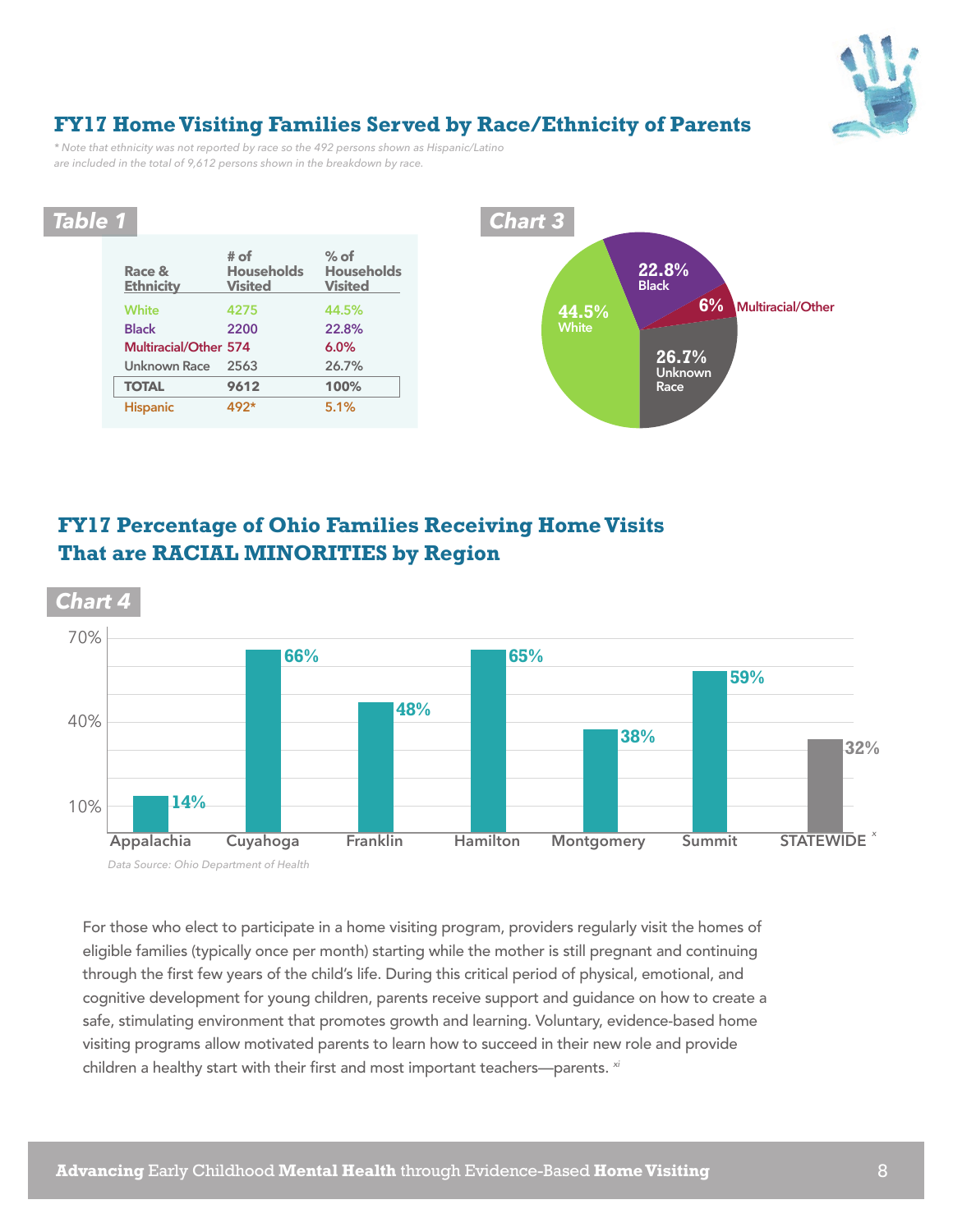## FY17 Home Visiting Families Served by Race/Ethnicity of Parents

*\* Note that ethnicity was not reported by race so the 492 persons shown as Hispanic/Latino are included in the total of 9,612 persons shown in the breakdown by race.*

**Table 1**

| Race & Ethnicity | # of Households Visited | % of Households Visited |
|---|---|---|
| White | 4275 | 44.5% |
| Black | 2200 | 22.8% |
| Multiracial/Other | 574 | 6.0% |
| Unknown Race | 2563 | 26.7% |
| **TOTAL** | **9612** | **100%** |
| Hispanic | 492* | 5.1% |

**Chart 3**

44.5% White; 22.8% Black; 6% Multiracial/Other; 26.7% Unknown Race

## FY17 Percentage of Ohio Families Receiving Home Visits That are RACIAL MINORITIES by Region

**Chart 4**

| Region | Percentage |
|---|---|
| Appalachia | 14% |
| Cuyahoga | 66% |
| Franklin | 48% |
| Hamilton | 65% |
| Montgomery | 38% |
| Summit | 59% |
| STATEWIDE [x] | 32% |

*Data Source: Ohio Department of Health*

For those who elect to participate in a home visiting program, providers regularly visit the homes of eligible families (typically once per month) starting while the mother is still pregnant and continuing through the first few years of the child's life. During this critical period of physical, emotional, and cognitive development for young children, parents receive support and guidance on how to create a safe, stimulating environment that promotes growth and learning. Voluntary, evidence-based home visiting programs allow motivated parents to learn how to succeed in their new role and provide children a healthy start with their first and most important teachers—parents. [xi]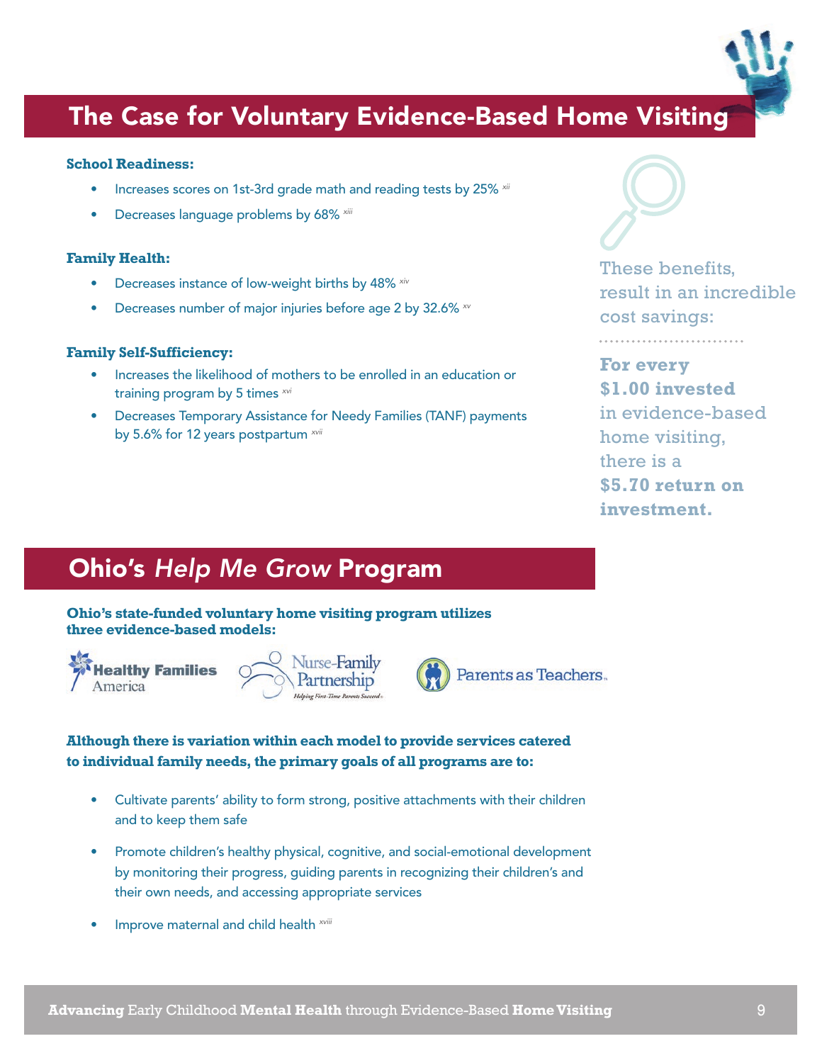## The Case for Voluntary Evidence-Based Home Visiting

**School Readiness:**

- Increases scores on 1st-3rd grade math and reading tests by 25% [xii]
- Decreases language problems by 68% [xiii]

**Family Health:**

- Decreases instance of low-weight births by 48% [xiv]
- Decreases number of major injuries before age 2 by 32.6% [xv]

**Family Self-Sufficiency:**

- Increases the likelihood of mothers to be enrolled in an education or training program by 5 times [xvi]
- Decreases Temporary Assistance for Needy Families (TANF) payments by 5.6% for 12 years postpartum [xvii]

These benefits, result in an incredible cost savings:

**For every $1.00 invested** in evidence-based home visiting, there is a **$5.70 return on investment.**

## Ohio's *Help Me Grow* Program

**Ohio's state-funded voluntary home visiting program utilizes three evidence-based models:**

Healthy Families America | Nurse-Family Partnership *Helping First-Time Parents Succeed* | Parents as Teachers

**Although there is variation within each model to provide services catered to individual family needs, the primary goals of all programs are to:**

- Cultivate parents' ability to form strong, positive attachments with their children and to keep them safe
- Promote children's healthy physical, cognitive, and social-emotional development by monitoring their progress, guiding parents in recognizing their children's and their own needs, and accessing appropriate services
- Improve maternal and child health [xviii]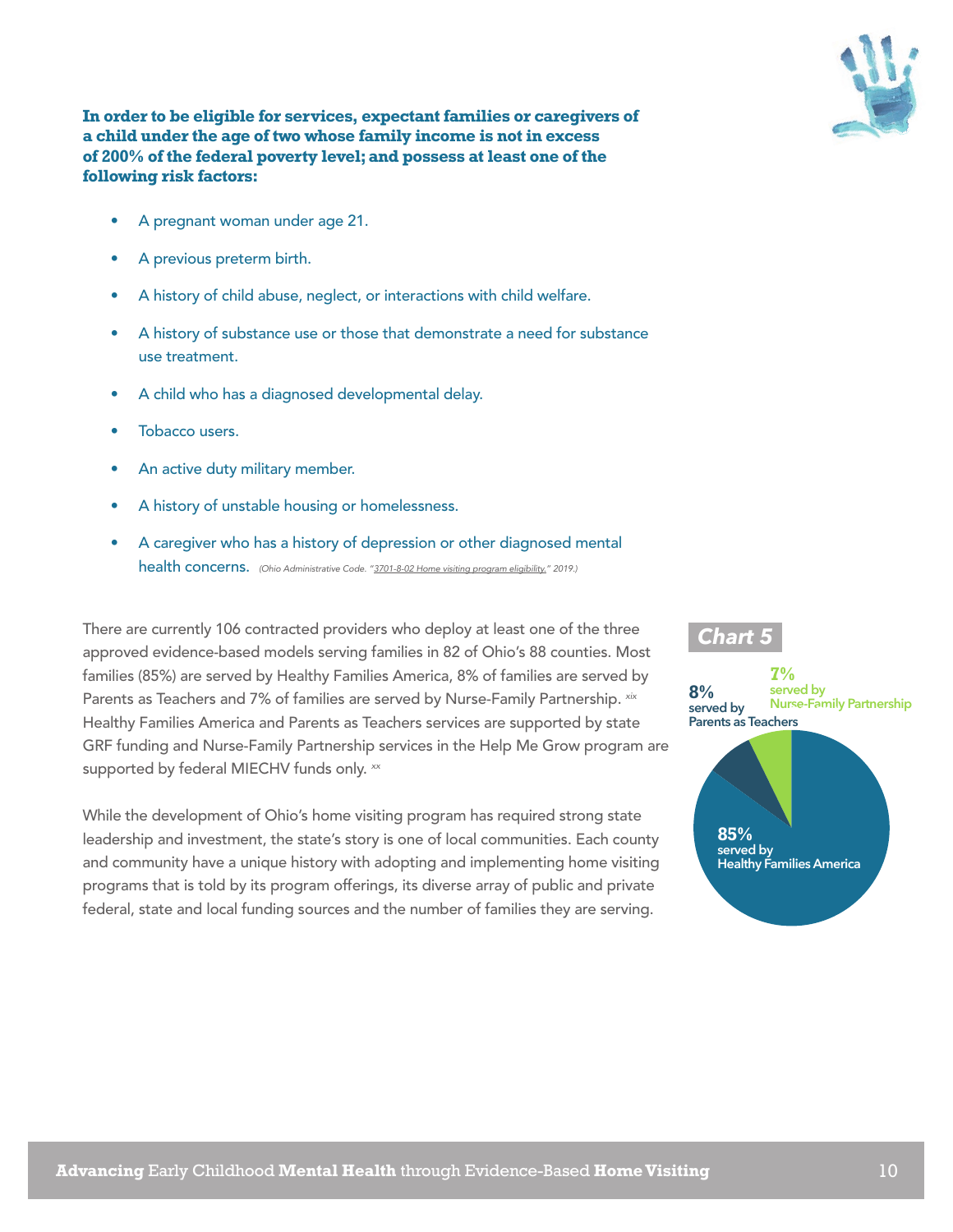**In order to be eligible for services, expectant families or caregivers of a child under the age of two whose family income is not in excess of 200% of the federal poverty level; and possess at least one of the following risk factors:**

- A pregnant woman under age 21.
- A previous preterm birth.
- A history of child abuse, neglect, or interactions with child welfare.
- A history of substance use or those that demonstrate a need for substance use treatment.
- A child who has a diagnosed developmental delay.
- Tobacco users.
- An active duty military member.
- A history of unstable housing or homelessness.
- A caregiver who has a history of depression or other diagnosed mental health concerns. *(Ohio Administrative Code. "3701-8-02 Home visiting program eligibility." 2019.)*

There are currently 106 contracted providers who deploy at least one of the three approved evidence-based models serving families in 82 of Ohio's 88 counties. Most families (85%) are served by Healthy Families America, 8% of families are served by Parents as Teachers and 7% of families are served by Nurse-Family Partnership. [xix] Healthy Families America and Parents as Teachers services are supported by state GRF funding and Nurse-Family Partnership services in the Help Me Grow program are supported by federal MIECHV funds only. [xx]

While the development of Ohio's home visiting program has required strong state leadership and investment, the state's story is one of local communities. Each county and community have a unique history with adopting and implementing home visiting programs that is told by its program offerings, its diverse array of public and private federal, state and local funding sources and the number of families they are serving.

***Chart 5***

- 85% served by Healthy Families America
- 8% served by Parents as Teachers
- 7% served by Nurse-Family Partnership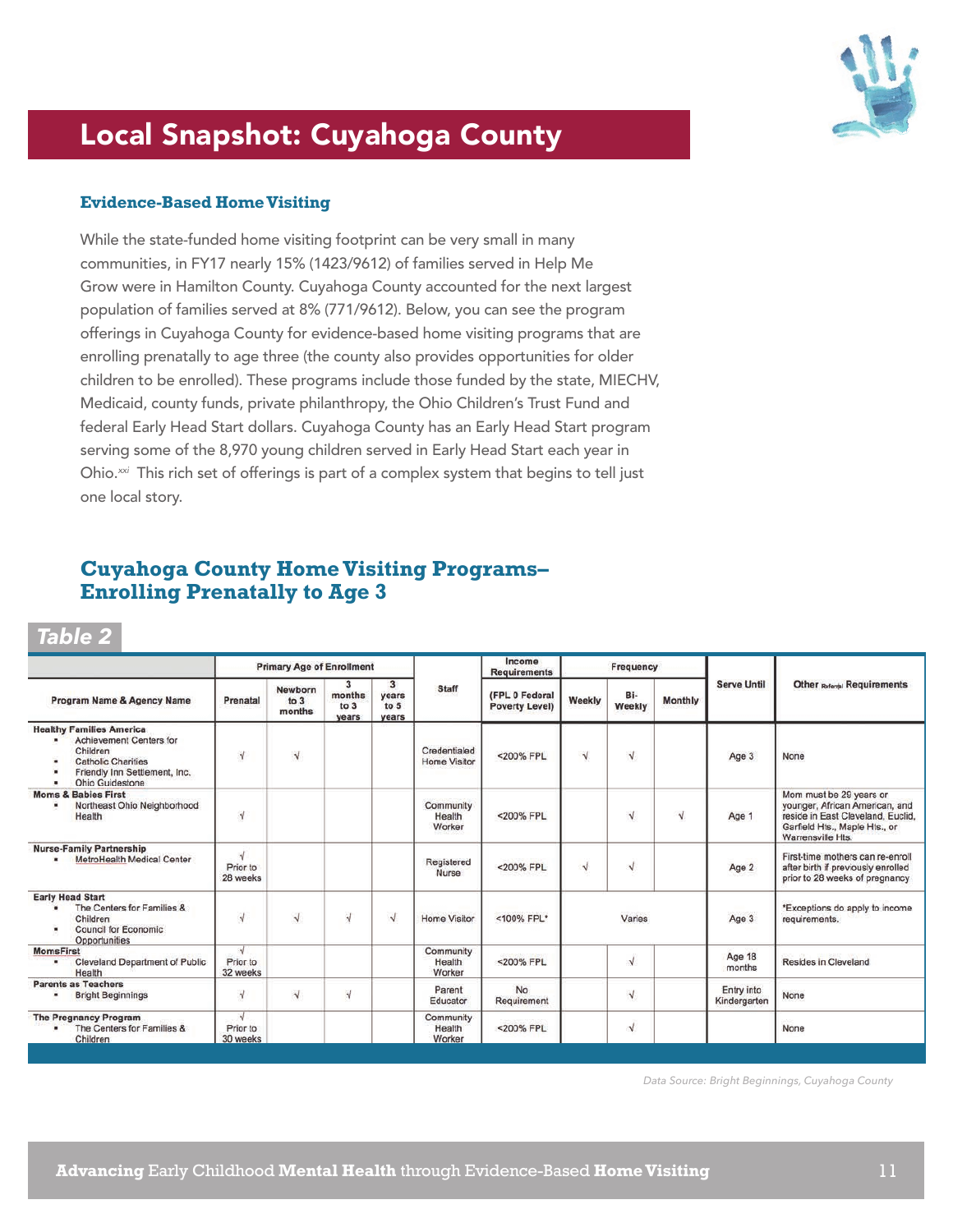# Local Snapshot: Cuyahoga County

### Evidence-Based Home Visiting

While the state-funded home visiting footprint can be very small in many communities, in FY17 nearly 15% (1423/9612) of families served in Help Me Grow were in Hamilton County. Cuyahoga County accounted for the next largest population of families served at 8% (771/9612). Below, you can see the program offerings in Cuyahoga County for evidence-based home visiting programs that are enrolling prenatally to age three (the county also provides opportunities for older children to be enrolled). These programs include those funded by the state, MIECHV, Medicaid, county funds, private philanthropy, the Ohio Children's Trust Fund and federal Early Head Start dollars. Cuyahoga County has an Early Head Start program serving some of the 8,970 young children served in Early Head Start each year in Ohio.[xxi] This rich set of offerings is part of a complex system that begins to tell just one local story.

## Cuyahoga County Home Visiting Programs– Enrolling Prenatally to Age 3

*Table 2*

| Program Name & Agency Name | Primary Age of Enrollment | | | | Staff | Income Requirements | Frequency | | | Serve Until | Other Referral Requirements |
|---|---|---|---|---|---|---|---|---|---|---|---|
| | Prenatal | Newborn to 3 months | 3 months to 3 years | 3 years to 5 years | | (FPL 0 Federal Poverty Level) | Weekly | Bi-Weekly | Monthly | | |
| **Healthy Families America**<br>▪ Achievement Centers for Children<br>▪ Catholic Charities<br>▪ Friendly Inn Settlement, Inc.<br>▪ Ohio Guidestone | √ | √ | | | Credentialed Home Visitor | <200% FPL | √ | √ | | Age 3 | None |
| **Moms & Babies First**<br>▪ Northeast Ohio Neighborhood Health | √ | | | | Community Health Worker | <200% FPL | | √ | √ | Age 1 | Mom must be 29 years or younger, African American, and reside in East Cleveland, Euclid, Garfield Hts., Maple Hts., or Warrensville Hts. |
| **Nurse-Family Partnership**<br>▪ MetroHealth Medical Center | √ Prior to 28 weeks | | | | Registered Nurse | <200% FPL | √ | √ | | Age 2 | First-time mothers can re-enroll after birth if previously enrolled prior to 28 weeks of pregnancy |
| **Early Head Start**<br>▪ The Centers for Families & Children<br>▪ Council for Economic Opportunities | √ | √ | √ | √ | Home Visitor | <100% FPL* | Varies | | | Age 3 | *Exceptions do apply to income requirements. |
| **MomsFirst**<br>▪ Cleveland Department of Public Health | √ Prior to 32 weeks | | | | Community Health Worker | <200% FPL | | √ | | Age 18 months | Resides in Cleveland |
| **Parents as Teachers**<br>▪ Bright Beginnings | √ | √ | √ | | Parent Educator | No Requirement | | √ | | Entry into Kindergarten | None |
| **The Pregnancy Program**<br>▪ The Centers for Families & Children | √ Prior to 30 weeks | | | | Community Health Worker | <200% FPL | | √ | | | None |

*Data Source: Bright Beginnings, Cuyahoga County*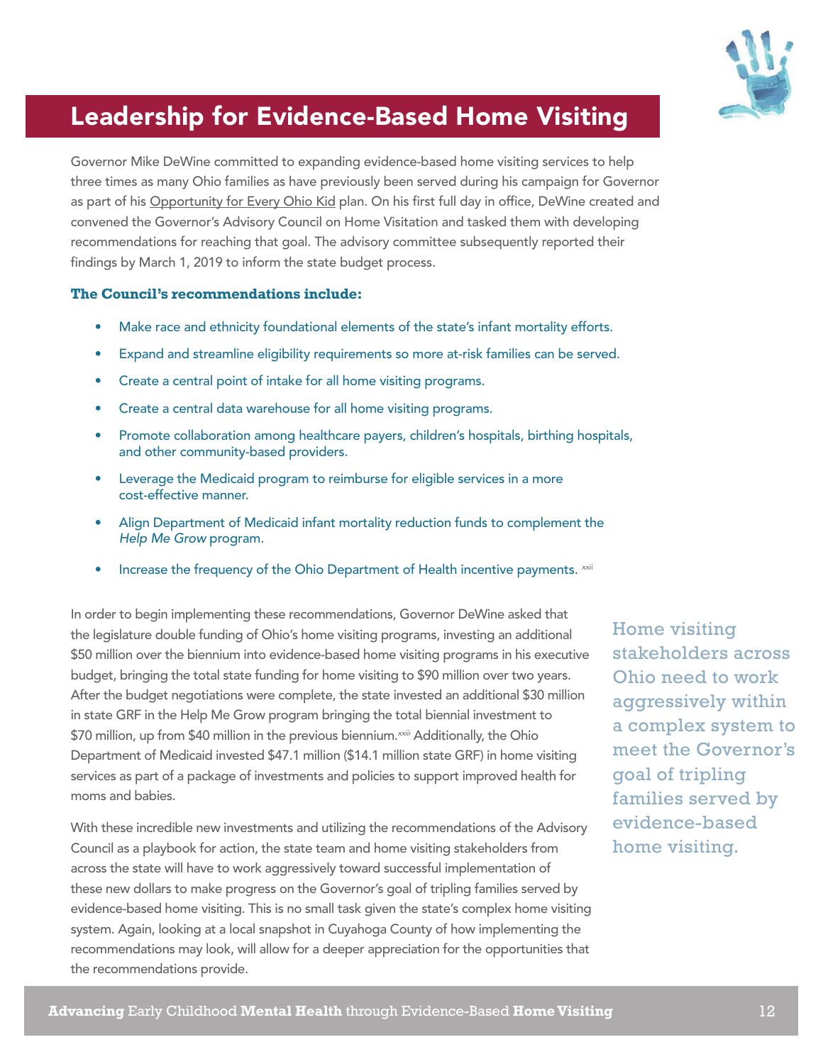# Leadership for Evidence-Based Home Visiting

Governor Mike DeWine committed to expanding evidence-based home visiting services to help three times as many Ohio families as have previously been served during his campaign for Governor as part of his Opportunity for Every Ohio Kid plan. On his first full day in office, DeWine created and convened the Governor's Advisory Council on Home Visitation and tasked them with developing recommendations for reaching that goal. The advisory committee subsequently reported their findings by March 1, 2019 to inform the state budget process.

**The Council's recommendations include:**

- Make race and ethnicity foundational elements of the state's infant mortality efforts.
- Expand and streamline eligibility requirements so more at-risk families can be served.
- Create a central point of intake for all home visiting programs.
- Create a central data warehouse for all home visiting programs.
- Promote collaboration among healthcare payers, children's hospitals, birthing hospitals, and other community-based providers.
- Leverage the Medicaid program to reimburse for eligible services in a more cost-effective manner.
- Align Department of Medicaid infant mortality reduction funds to complement the *Help Me Grow* program.
- Increase the frequency of the Ohio Department of Health incentive payments. [xxii]

In order to begin implementing these recommendations, Governor DeWine asked that the legislature double funding of Ohio's home visiting programs, investing an additional $50 million over the biennium into evidence-based home visiting programs in his executive budget, bringing the total state funding for home visiting to $90 million over two years. After the budget negotiations were complete, the state invested an additional $30 million in state GRF in the Help Me Grow program bringing the total biennial investment to $70 million, up from $40 million in the previous biennium.[xxiii] Additionally, the Ohio Department of Medicaid invested $47.1 million ($14.1 million state GRF) in home visiting services as part of a package of investments and policies to support improved health for moms and babies.

With these incredible new investments and utilizing the recommendations of the Advisory Council as a playbook for action, the state team and home visiting stakeholders from across the state will have to work aggressively toward successful implementation of these new dollars to make progress on the Governor's goal of tripling families served by evidence-based home visiting. This is no small task given the state's complex home visiting system. Again, looking at a local snapshot in Cuyahoga County of how implementing the recommendations may look, will allow for a deeper appreciation for the opportunities that the recommendations provide.

Home visiting stakeholders across Ohio need to work aggressively within a complex system to meet the Governor's goal of tripling families served by evidence-based home visiting.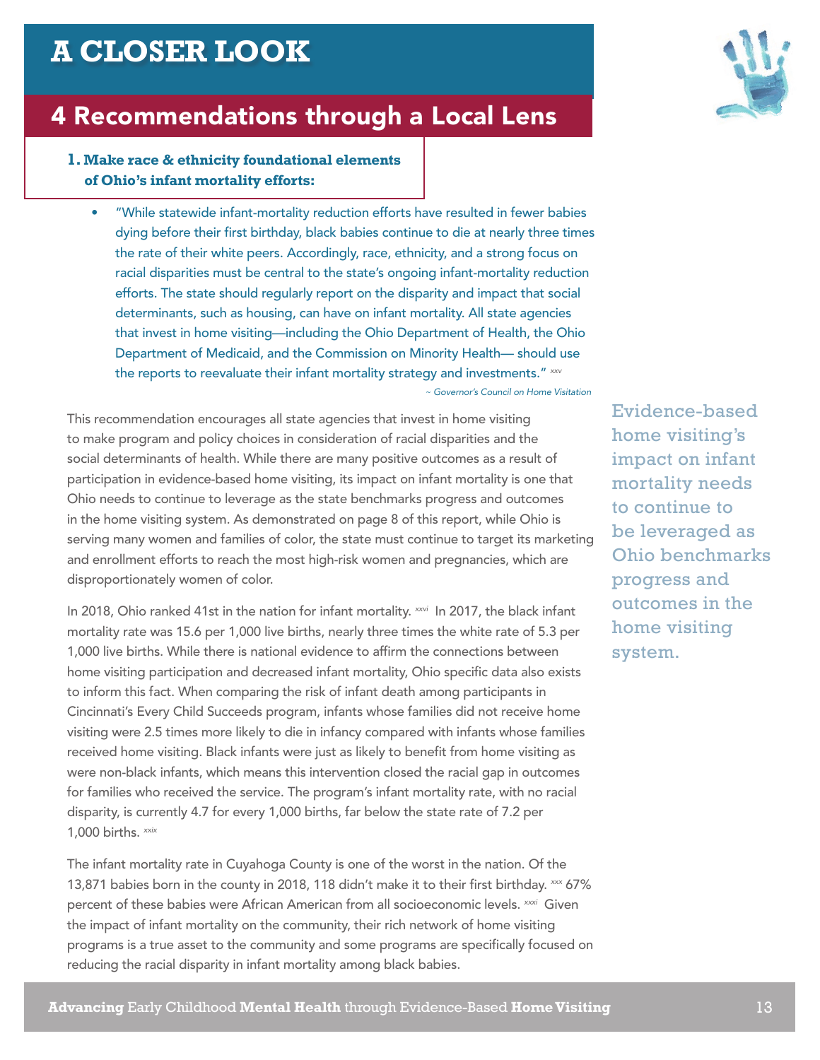# A CLOSER LOOK

## 4 Recommendations through a Local Lens

### 1. Make race & ethnicity foundational elements of Ohio's infant mortality efforts:

- "While statewide infant-mortality reduction efforts have resulted in fewer babies dying before their first birthday, black babies continue to die at nearly three times the rate of their white peers. Accordingly, race, ethnicity, and a strong focus on racial disparities must be central to the state's ongoing infant-mortality reduction efforts. The state should regularly report on the disparity and impact that social determinants, such as housing, can have on infant mortality. All state agencies that invest in home visiting—including the Ohio Department of Health, the Ohio Department of Medicaid, and the Commission on Minority Health— should use the reports to reevaluate their infant mortality strategy and investments." [xxv]

*~ Governor's Council on Home Visitation*

This recommendation encourages all state agencies that invest in home visiting to make program and policy choices in consideration of racial disparities and the social determinants of health. While there are many positive outcomes as a result of participation in evidence-based home visiting, its impact on infant mortality is one that Ohio needs to continue to leverage as the state benchmarks progress and outcomes in the home visiting system. As demonstrated on page 8 of this report, while Ohio is serving many women and families of color, the state must continue to target its marketing and enrollment efforts to reach the most high-risk women and pregnancies, which are disproportionately women of color.

> Evidence-based home visiting's impact on infant mortality needs to continue to be leveraged as Ohio benchmarks progress and outcomes in the home visiting system.

In 2018, Ohio ranked 41st in the nation for infant mortality. [xxvi] In 2017, the black infant mortality rate was 15.6 per 1,000 live births, nearly three times the white rate of 5.3 per 1,000 live births. While there is national evidence to affirm the connections between home visiting participation and decreased infant mortality, Ohio specific data also exists to inform this fact. When comparing the risk of infant death among participants in Cincinnati's Every Child Succeeds program, infants whose families did not receive home visiting were 2.5 times more likely to die in infancy compared with infants whose families received home visiting. Black infants were just as likely to benefit from home visiting as were non-black infants, which means this intervention closed the racial gap in outcomes for families who received the service. The program's infant mortality rate, with no racial disparity, is currently 4.7 for every 1,000 births, far below the state rate of 7.2 per 1,000 births. [xxix]

The infant mortality rate in Cuyahoga County is one of the worst in the nation. Of the 13,871 babies born in the county in 2018, 118 didn't make it to their first birthday. [xxx] 67% percent of these babies were African American from all socioeconomic levels. [xxxi] Given the impact of infant mortality on the community, their rich network of home visiting programs is a true asset to the community and some programs are specifically focused on reducing the racial disparity in infant mortality among black babies.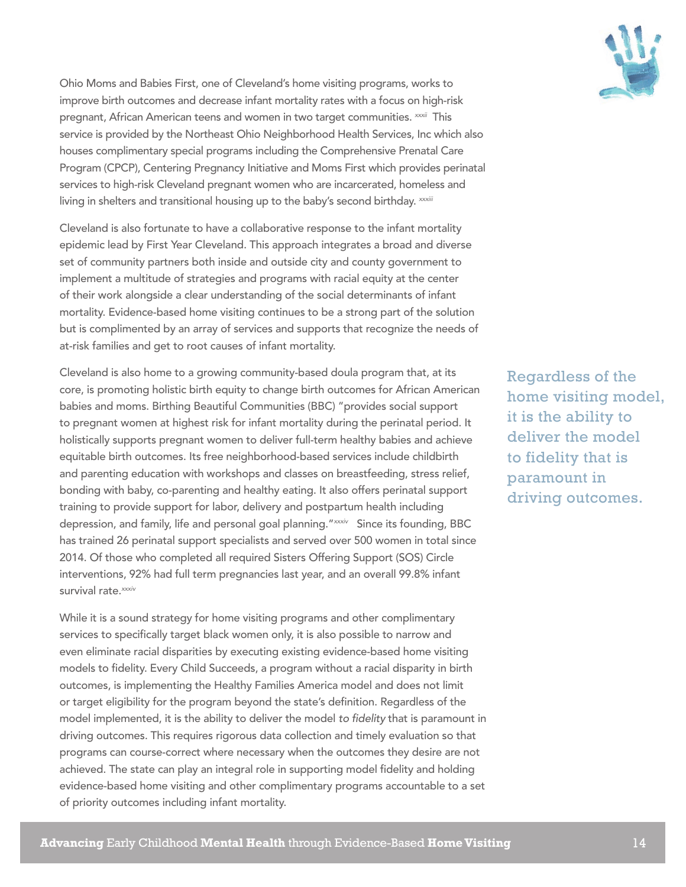Ohio Moms and Babies First, one of Cleveland's home visiting programs, works to improve birth outcomes and decrease infant mortality rates with a focus on high-risk pregnant, African American teens and women in two target communities. [xxxii] This service is provided by the Northeast Ohio Neighborhood Health Services, Inc which also houses complimentary special programs including the Comprehensive Prenatal Care Program (CPCP), Centering Pregnancy Initiative and Moms First which provides perinatal services to high-risk Cleveland pregnant women who are incarcerated, homeless and living in shelters and transitional housing up to the baby's second birthday. [xxxiii]

Cleveland is also fortunate to have a collaborative response to the infant mortality epidemic lead by First Year Cleveland. This approach integrates a broad and diverse set of community partners both inside and outside city and county government to implement a multitude of strategies and programs with racial equity at the center of their work alongside a clear understanding of the social determinants of infant mortality. Evidence-based home visiting continues to be a strong part of the solution but is complimented by an array of services and supports that recognize the needs of at-risk families and get to root causes of infant mortality.

Cleveland is also home to a growing community-based doula program that, at its core, is promoting holistic birth equity to change birth outcomes for African American babies and moms. Birthing Beautiful Communities (BBC) "provides social support to pregnant women at highest risk for infant mortality during the perinatal period. It holistically supports pregnant women to deliver full-term healthy babies and achieve equitable birth outcomes. Its free neighborhood-based services include childbirth and parenting education with workshops and classes on breastfeeding, stress relief, bonding with baby, co-parenting and healthy eating. It also offers perinatal support training to provide support for labor, delivery and postpartum health including depression, and family, life and personal goal planning."[xxxiv] Since its founding, BBC has trained 26 perinatal support specialists and served over 500 women in total since 2014. Of those who completed all required Sisters Offering Support (SOS) Circle interventions, 92% had full term pregnancies last year, and an overall 99.8% infant survival rate.[xxxiv]

While it is a sound strategy for home visiting programs and other complimentary services to specifically target black women only, it is also possible to narrow and even eliminate racial disparities by executing existing evidence-based home visiting models to fidelity. Every Child Succeeds, a program without a racial disparity in birth outcomes, is implementing the Healthy Families America model and does not limit or target eligibility for the program beyond the state's definition. Regardless of the model implemented, it is the ability to deliver the model *to fidelity* that is paramount in driving outcomes. This requires rigorous data collection and timely evaluation so that programs can course-correct where necessary when the outcomes they desire are not achieved. The state can play an integral role in supporting model fidelity and holding evidence-based home visiting and other complimentary programs accountable to a set of priority outcomes including infant mortality.

> Regardless of the home visiting model, it is the ability to deliver the model to fidelity that is paramount in driving outcomes.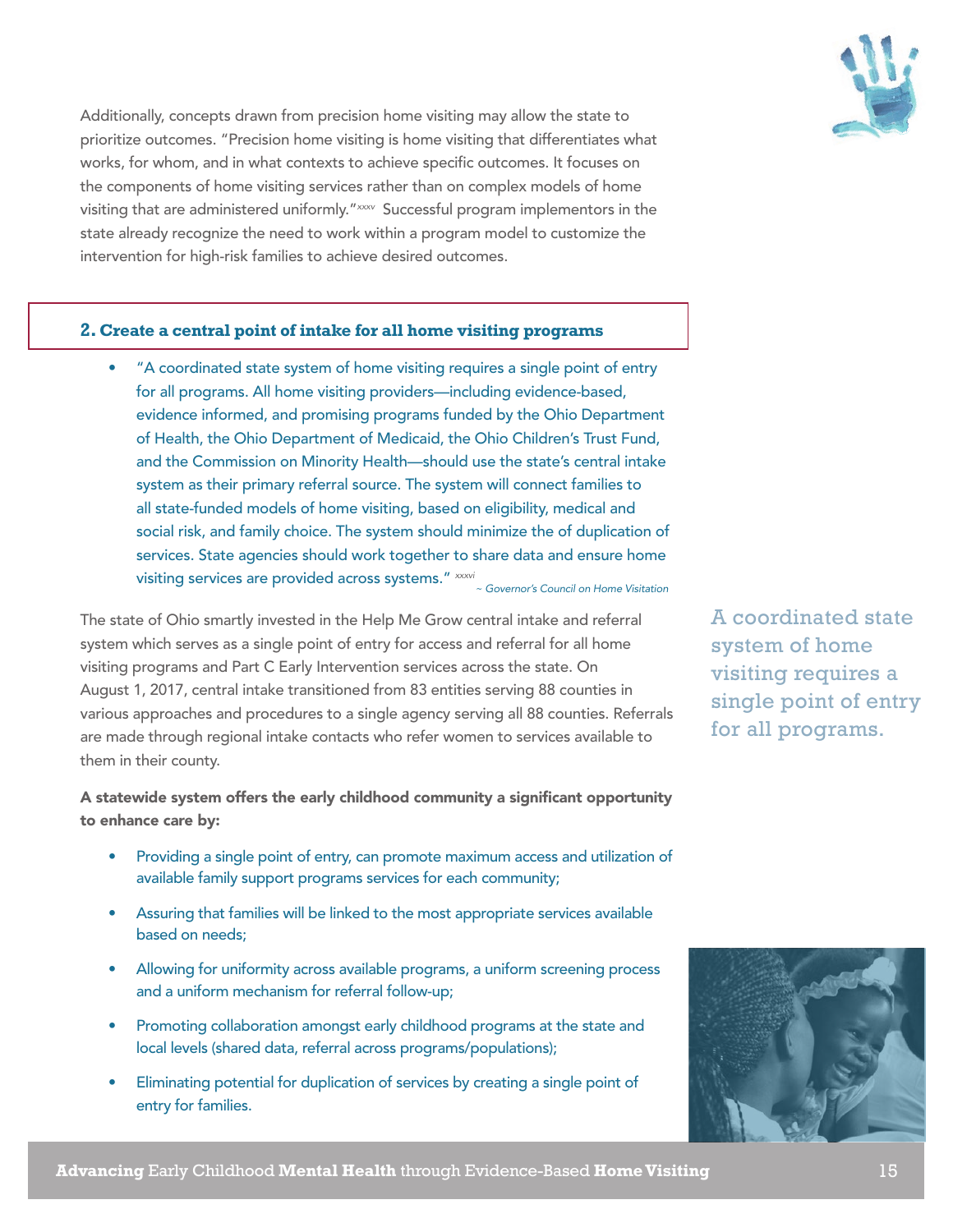Additionally, concepts drawn from precision home visiting may allow the state to prioritize outcomes. "Precision home visiting is home visiting that differentiates what works, for whom, and in what contexts to achieve specific outcomes. It focuses on the components of home visiting services rather than on complex models of home visiting that are administered uniformly."[xxxv] Successful program implementors in the state already recognize the need to work within a program model to customize the intervention for high-risk families to achieve desired outcomes.

## 2. Create a central point of intake for all home visiting programs

- "A coordinated state system of home visiting requires a single point of entry for all programs. All home visiting providers—including evidence-based, evidence informed, and promising programs funded by the Ohio Department of Health, the Ohio Department of Medicaid, the Ohio Children's Trust Fund, and the Commission on Minority Health—should use the state's central intake system as their primary referral source. The system will connect families to all state-funded models of home visiting, based on eligibility, medical and social risk, and family choice. The system should minimize the of duplication of services. State agencies should work together to share data and ensure home visiting services are provided across systems." [xxxvi] *~ Governor's Council on Home Visitation*

The state of Ohio smartly invested in the Help Me Grow central intake and referral system which serves as a single point of entry for access and referral for all home visiting programs and Part C Early Intervention services across the state. On August 1, 2017, central intake transitioned from 83 entities serving 88 counties in various approaches and procedures to a single agency serving all 88 counties. Referrals are made through regional intake contacts who refer women to services available to them in their county.

A coordinated state system of home visiting requires a single point of entry for all programs.

**A statewide system offers the early childhood community a significant opportunity to enhance care by:**

- Providing a single point of entry, can promote maximum access and utilization of available family support programs services for each community;
- Assuring that families will be linked to the most appropriate services available based on needs;
- Allowing for uniformity across available programs, a uniform screening process and a uniform mechanism for referral follow-up;
- Promoting collaboration amongst early childhood programs at the state and local levels (shared data, referral across programs/populations);
- Eliminating potential for duplication of services by creating a single point of entry for families.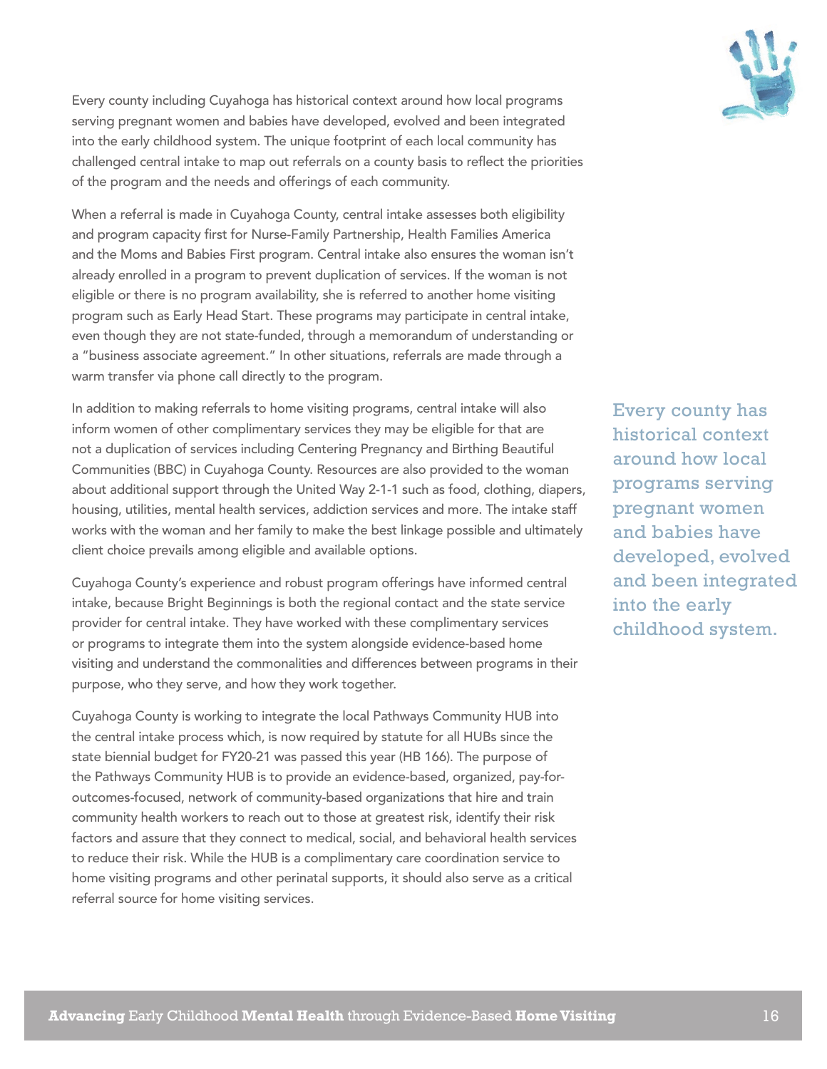Every county including Cuyahoga has historical context around how local programs serving pregnant women and babies have developed, evolved and been integrated into the early childhood system. The unique footprint of each local community has challenged central intake to map out referrals on a county basis to reflect the priorities of the program and the needs and offerings of each community.

When a referral is made in Cuyahoga County, central intake assesses both eligibility and program capacity first for Nurse-Family Partnership, Health Families America and the Moms and Babies First program. Central intake also ensures the woman isn't already enrolled in a program to prevent duplication of services. If the woman is not eligible or there is no program availability, she is referred to another home visiting program such as Early Head Start. These programs may participate in central intake, even though they are not state-funded, through a memorandum of understanding or a "business associate agreement." In other situations, referrals are made through a warm transfer via phone call directly to the program.

In addition to making referrals to home visiting programs, central intake will also inform women of other complimentary services they may be eligible for that are not a duplication of services including Centering Pregnancy and Birthing Beautiful Communities (BBC) in Cuyahoga County. Resources are also provided to the woman about additional support through the United Way 2-1-1 such as food, clothing, diapers, housing, utilities, mental health services, addiction services and more. The intake staff works with the woman and her family to make the best linkage possible and ultimately client choice prevails among eligible and available options.

> Every county has historical context around how local programs serving pregnant women and babies have developed, evolved and been integrated into the early childhood system.

Cuyahoga County's experience and robust program offerings have informed central intake, because Bright Beginnings is both the regional contact and the state service provider for central intake. They have worked with these complimentary services or programs to integrate them into the system alongside evidence-based home visiting and understand the commonalities and differences between programs in their purpose, who they serve, and how they work together.

Cuyahoga County is working to integrate the local Pathways Community HUB into the central intake process which, is now required by statute for all HUBs since the state biennial budget for FY20-21 was passed this year (HB 166). The purpose of the Pathways Community HUB is to provide an evidence-based, organized, pay-for-outcomes-focused, network of community-based organizations that hire and train community health workers to reach out to those at greatest risk, identify their risk factors and assure that they connect to medical, social, and behavioral health services to reduce their risk. While the HUB is a complimentary care coordination service to home visiting programs and other perinatal supports, it should also serve as a critical referral source for home visiting services.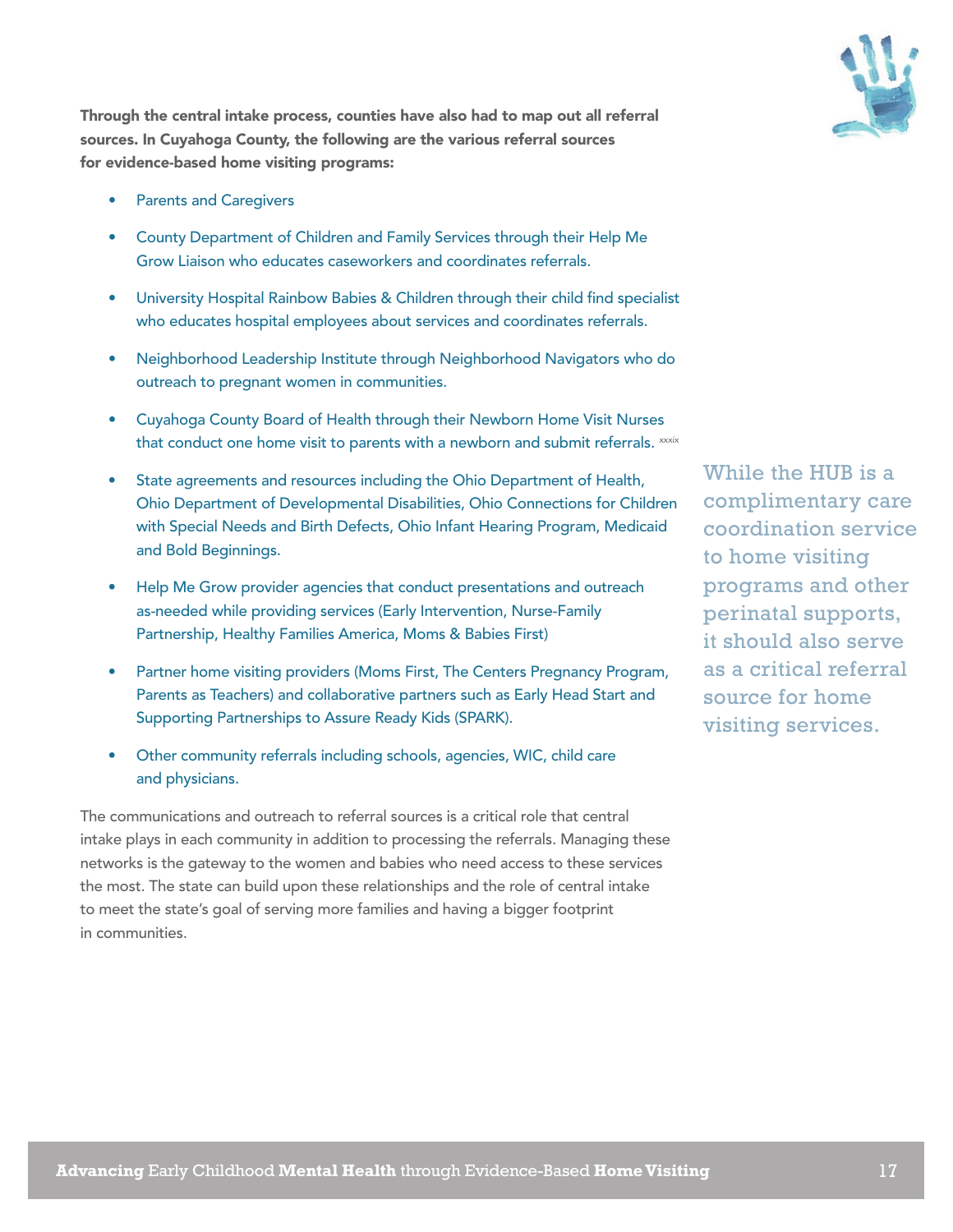**Through the central intake process, counties have also had to map out all referral sources. In Cuyahoga County, the following are the various referral sources for evidence-based home visiting programs:**

- Parents and Caregivers
- County Department of Children and Family Services through their Help Me Grow Liaison who educates caseworkers and coordinates referrals.
- University Hospital Rainbow Babies & Children through their child find specialist who educates hospital employees about services and coordinates referrals.
- Neighborhood Leadership Institute through Neighborhood Navigators who do outreach to pregnant women in communities.
- Cuyahoga County Board of Health through their Newborn Home Visit Nurses that conduct one home visit to parents with a newborn and submit referrals. [xxxix]
- State agreements and resources including the Ohio Department of Health, Ohio Department of Developmental Disabilities, Ohio Connections for Children with Special Needs and Birth Defects, Ohio Infant Hearing Program, Medicaid and Bold Beginnings.
- Help Me Grow provider agencies that conduct presentations and outreach as-needed while providing services (Early Intervention, Nurse-Family Partnership, Healthy Families America, Moms & Babies First)
- Partner home visiting providers (Moms First, The Centers Pregnancy Program, Parents as Teachers) and collaborative partners such as Early Head Start and Supporting Partnerships to Assure Ready Kids (SPARK).
- Other community referrals including schools, agencies, WIC, child care and physicians.

The communications and outreach to referral sources is a critical role that central intake plays in each community in addition to processing the referrals. Managing these networks is the gateway to the women and babies who need access to these services the most. The state can build upon these relationships and the role of central intake to meet the state's goal of serving more families and having a bigger footprint in communities.

While the HUB is a complimentary care coordination service to home visiting programs and other perinatal supports, it should also serve as a critical referral source for home visiting services.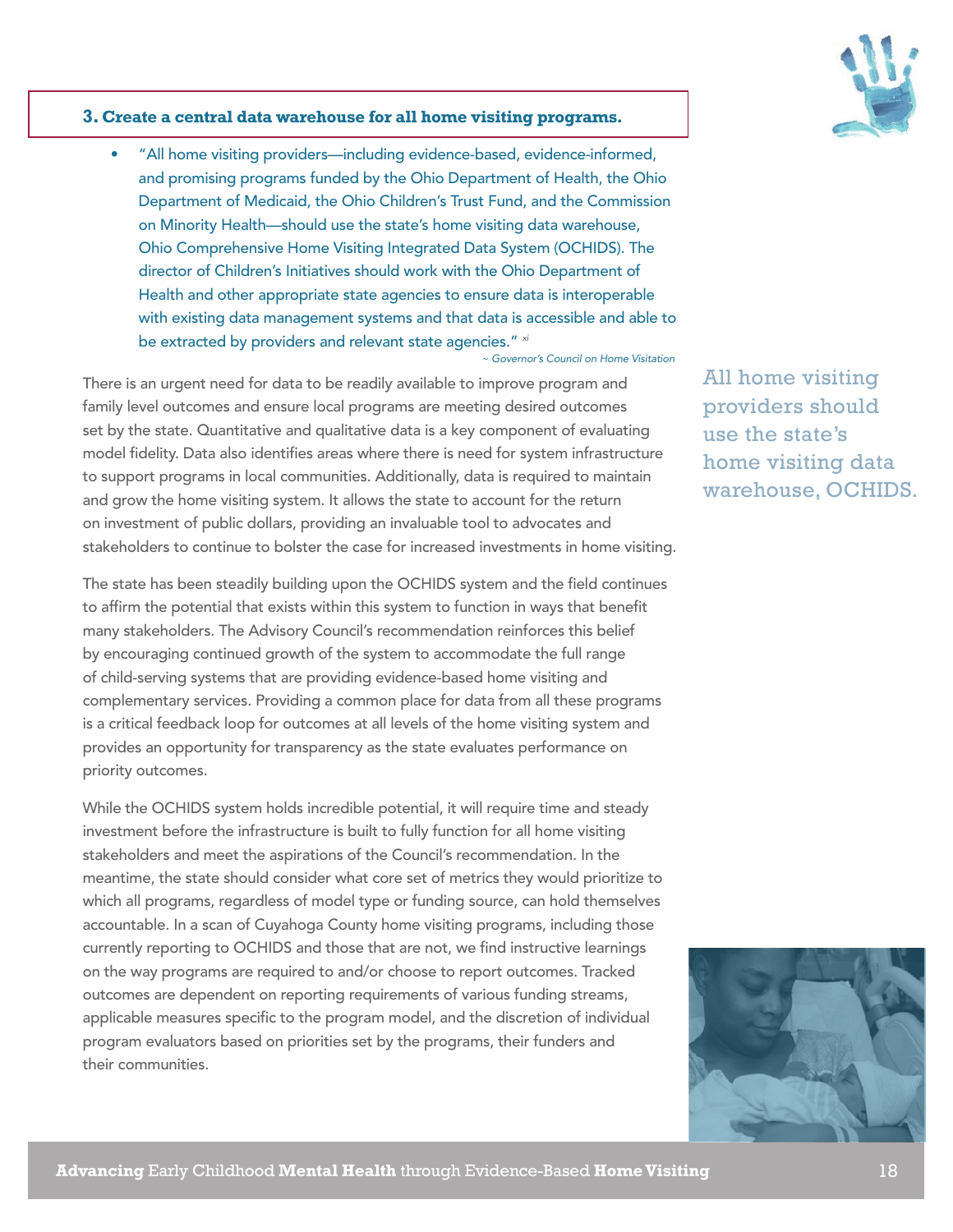### 3. Create a central data warehouse for all home visiting programs.

- "All home visiting providers—including evidence-based, evidence-informed, and promising programs funded by the Ohio Department of Health, the Ohio Department of Medicaid, the Ohio Children's Trust Fund, and the Commission on Minority Health—should use the state's home visiting data warehouse, Ohio Comprehensive Home Visiting Integrated Data System (OCHIDS). The director of Children's Initiatives should work with the Ohio Department of Health and other appropriate state agencies to ensure data is interoperable with existing data management systems and that data is accessible and able to be extracted by providers and relevant state agencies." [xi]

*~ Governor's Council on Home Visitation*

All home visiting providers should use the state's home visiting data warehouse, OCHIDS.

There is an urgent need for data to be readily available to improve program and family level outcomes and ensure local programs are meeting desired outcomes set by the state. Quantitative and qualitative data is a key component of evaluating model fidelity. Data also identifies areas where there is need for system infrastructure to support programs in local communities. Additionally, data is required to maintain and grow the home visiting system. It allows the state to account for the return on investment of public dollars, providing an invaluable tool to advocates and stakeholders to continue to bolster the case for increased investments in home visiting.

The state has been steadily building upon the OCHIDS system and the field continues to affirm the potential that exists within this system to function in ways that benefit many stakeholders. The Advisory Council's recommendation reinforces this belief by encouraging continued growth of the system to accommodate the full range of child-serving systems that are providing evidence-based home visiting and complementary services. Providing a common place for data from all these programs is a critical feedback loop for outcomes at all levels of the home visiting system and provides an opportunity for transparency as the state evaluates performance on priority outcomes.

While the OCHIDS system holds incredible potential, it will require time and steady investment before the infrastructure is built to fully function for all home visiting stakeholders and meet the aspirations of the Council's recommendation. In the meantime, the state should consider what core set of metrics they would prioritize to which all programs, regardless of model type or funding source, can hold themselves accountable. In a scan of Cuyahoga County home visiting programs, including those currently reporting to OCHIDS and those that are not, we find instructive learnings on the way programs are required to and/or choose to report outcomes. Tracked outcomes are dependent on reporting requirements of various funding streams, applicable measures specific to the program model, and the discretion of individual program evaluators based on priorities set by the programs, their funders and their communities.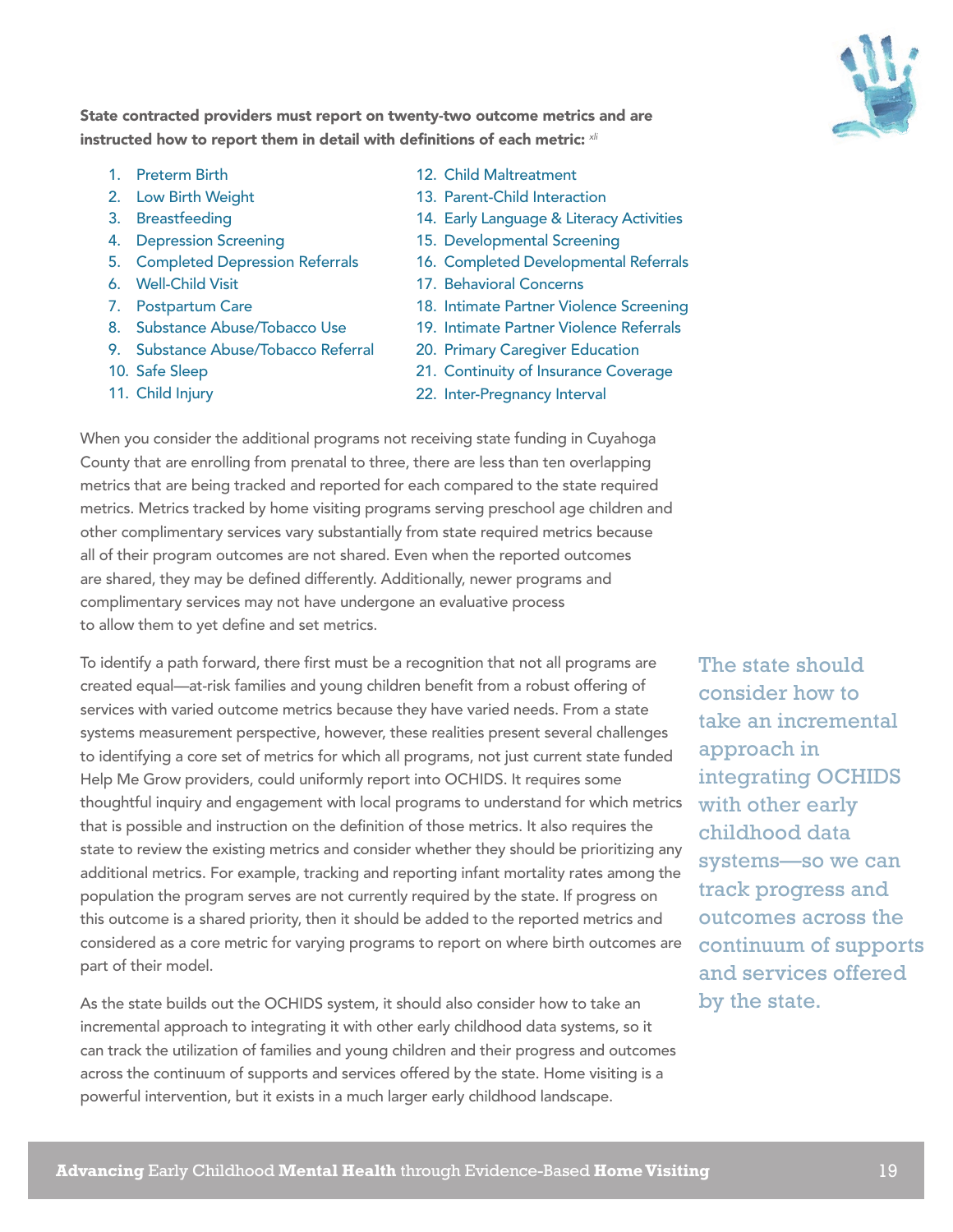**State contracted providers must report on twenty-two outcome metrics and are instructed how to report them in detail with definitions of each metric:** [xli]

1. Preterm Birth
2. Low Birth Weight
3. Breastfeeding
4. Depression Screening
5. Completed Depression Referrals
6. Well-Child Visit
7. Postpartum Care
8. Substance Abuse/Tobacco Use
9. Substance Abuse/Tobacco Referral
10. Safe Sleep
11. Child Injury
12. Child Maltreatment
13. Parent-Child Interaction
14. Early Language & Literacy Activities
15. Developmental Screening
16. Completed Developmental Referrals
17. Behavioral Concerns
18. Intimate Partner Violence Screening
19. Intimate Partner Violence Referrals
20. Primary Caregiver Education
21. Continuity of Insurance Coverage
22. Inter-Pregnancy Interval

When you consider the additional programs not receiving state funding in Cuyahoga County that are enrolling from prenatal to three, there are less than ten overlapping metrics that are being tracked and reported for each compared to the state required metrics. Metrics tracked by home visiting programs serving preschool age children and other complimentary services vary substantially from state required metrics because all of their program outcomes are not shared. Even when the reported outcomes are shared, they may be defined differently. Additionally, newer programs and complimentary services may not have undergone an evaluative process to allow them to yet define and set metrics.

To identify a path forward, there first must be a recognition that not all programs are created equal—at-risk families and young children benefit from a robust offering of services with varied outcome metrics because they have varied needs. From a state systems measurement perspective, however, these realities present several challenges to identifying a core set of metrics for which all programs, not just current state funded Help Me Grow providers, could uniformly report into OCHIDS. It requires some thoughtful inquiry and engagement with local programs to understand for which metrics that is possible and instruction on the definition of those metrics. It also requires the state to review the existing metrics and consider whether they should be prioritizing any additional metrics. For example, tracking and reporting infant mortality rates among the population the program serves are not currently required by the state. If progress on this outcome is a shared priority, then it should be added to the reported metrics and considered as a core metric for varying programs to report on where birth outcomes are part of their model.

> The state should consider how to take an incremental approach in integrating OCHIDS with other early childhood data systems—so we can track progress and outcomes across the continuum of supports and services offered by the state.

As the state builds out the OCHIDS system, it should also consider how to take an incremental approach to integrating it with other early childhood data systems, so it can track the utilization of families and young children and their progress and outcomes across the continuum of supports and services offered by the state. Home visiting is a powerful intervention, but it exists in a much larger early childhood landscape.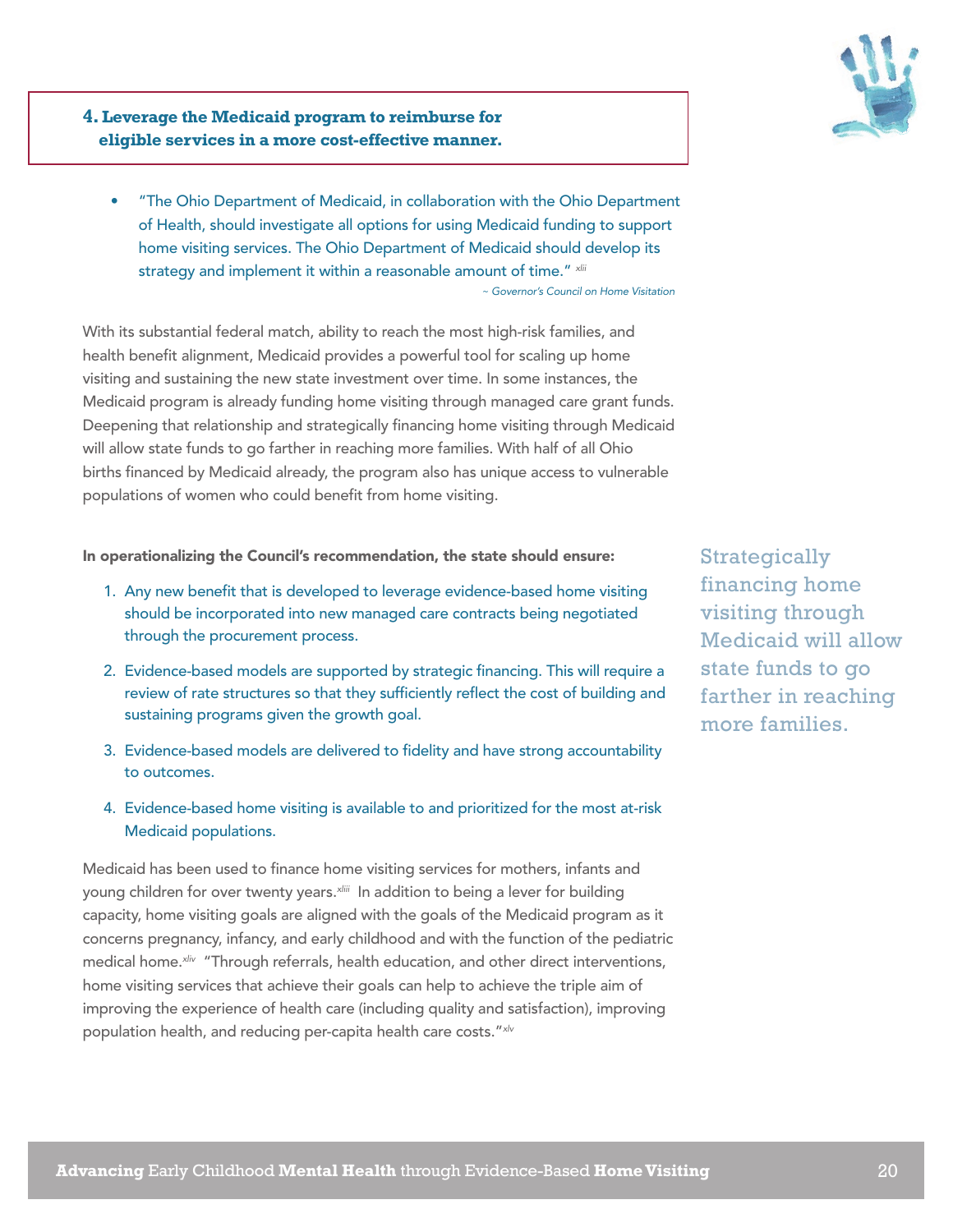### 4. Leverage the Medicaid program to reimburse for eligible services in a more cost-effective manner.

- "The Ohio Department of Medicaid, in collaboration with the Ohio Department of Health, should investigate all options for using Medicaid funding to support home visiting services. The Ohio Department of Medicaid should develop its strategy and implement it within a reasonable amount of time." [xlii]

*~ Governor's Council on Home Visitation*

With its substantial federal match, ability to reach the most high-risk families, and health benefit alignment, Medicaid provides a powerful tool for scaling up home visiting and sustaining the new state investment over time. In some instances, the Medicaid program is already funding home visiting through managed care grant funds. Deepening that relationship and strategically financing home visiting through Medicaid will allow state funds to go farther in reaching more families. With half of all Ohio births financed by Medicaid already, the program also has unique access to vulnerable populations of women who could benefit from home visiting.

**In operationalizing the Council's recommendation, the state should ensure:**

1. Any new benefit that is developed to leverage evidence-based home visiting should be incorporated into new managed care contracts being negotiated through the procurement process.
2. Evidence-based models are supported by strategic financing. This will require a review of rate structures so that they sufficiently reflect the cost of building and sustaining programs given the growth goal.
3. Evidence-based models are delivered to fidelity and have strong accountability to outcomes.
4. Evidence-based home visiting is available to and prioritized for the most at-risk Medicaid populations.

> Strategically financing home visiting through Medicaid will allow state funds to go farther in reaching more families.

Medicaid has been used to finance home visiting services for mothers, infants and young children for over twenty years.[xliii] In addition to being a lever for building capacity, home visiting goals are aligned with the goals of the Medicaid program as it concerns pregnancy, infancy, and early childhood and with the function of the pediatric medical home.[xliv] "Through referrals, health education, and other direct interventions, home visiting services that achieve their goals can help to achieve the triple aim of improving the experience of health care (including quality and satisfaction), improving population health, and reducing per-capita health care costs."[xlv]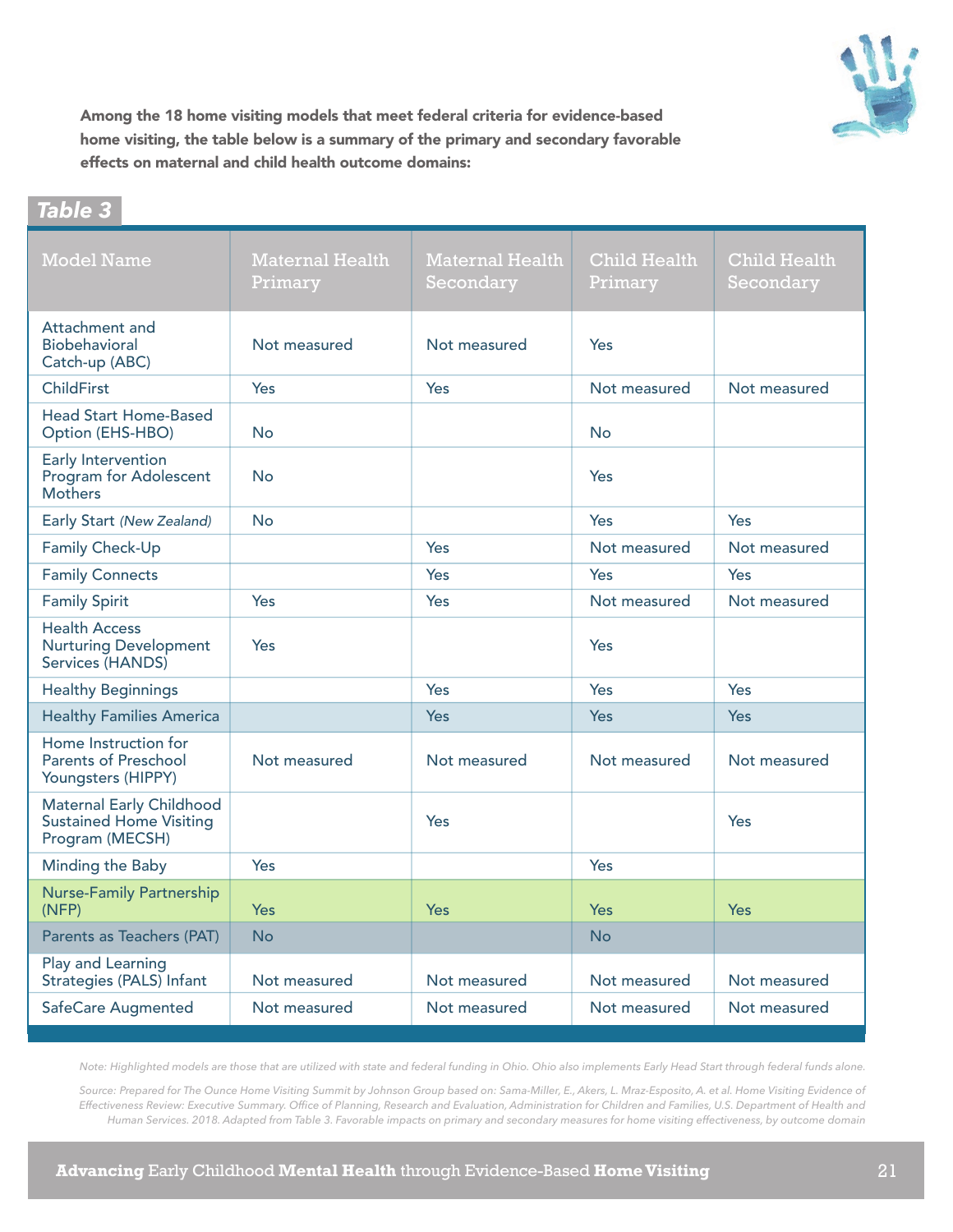**Among the 18 home visiting models that meet federal criteria for evidence-based home visiting, the table below is a summary of the primary and secondary favorable effects on maternal and child health outcome domains:**

***Table 3***

| Model Name | Maternal Health Primary | Maternal Health Secondary | Child Health Primary | Child Health Secondary |
|---|---|---|---|---|
| Attachment and Biobehavioral Catch-up (ABC) | Not measured | Not measured | Yes | |
| ChildFirst | Yes | Yes | Not measured | Not measured |
| Head Start Home-Based Option (EHS-HBO) | No | | No | |
| Early Intervention Program for Adolescent Mothers | No | | Yes | |
| Early Start *(New Zealand)* | No | | Yes | Yes |
| Family Check-Up | | Yes | Not measured | Not measured |
| Family Connects | | Yes | Yes | Yes |
| Family Spirit | Yes | Yes | Not measured | Not measured |
| Health Access Nurturing Development Services (HANDS) | Yes | | Yes | |
| Healthy Beginnings | | Yes | Yes | Yes |
| Healthy Families America | | Yes | Yes | Yes |
| Home Instruction for Parents of Preschool Youngsters (HIPPY) | Not measured | Not measured | Not measured | Not measured |
| Maternal Early Childhood Sustained Home Visiting Program (MECSH) | | Yes | | Yes |
| Minding the Baby | Yes | | Yes | |
| Nurse-Family Partnership (NFP) | Yes | Yes | Yes | Yes |
| Parents as Teachers (PAT) | No | | No | |
| Play and Learning Strategies (PALS) Infant | Not measured | Not measured | Not measured | Not measured |
| SafeCare Augmented | Not measured | Not measured | Not measured | Not measured |

*Note: Highlighted models are those that are utilized with state and federal funding in Ohio. Ohio also implements Early Head Start through federal funds alone.*

*Source: Prepared for The Ounce Home Visiting Summit by Johnson Group based on: Sama-Miller, E., Akers, L. Mraz-Esposito, A. et al. Home Visiting Evidence of Effectiveness Review: Executive Summary. Office of Planning, Research and Evaluation, Administration for Children and Families, U.S. Department of Health and Human Services. 2018. Adapted from Table 3. Favorable impacts on primary and secondary measures for home visiting effectiveness, by outcome domain*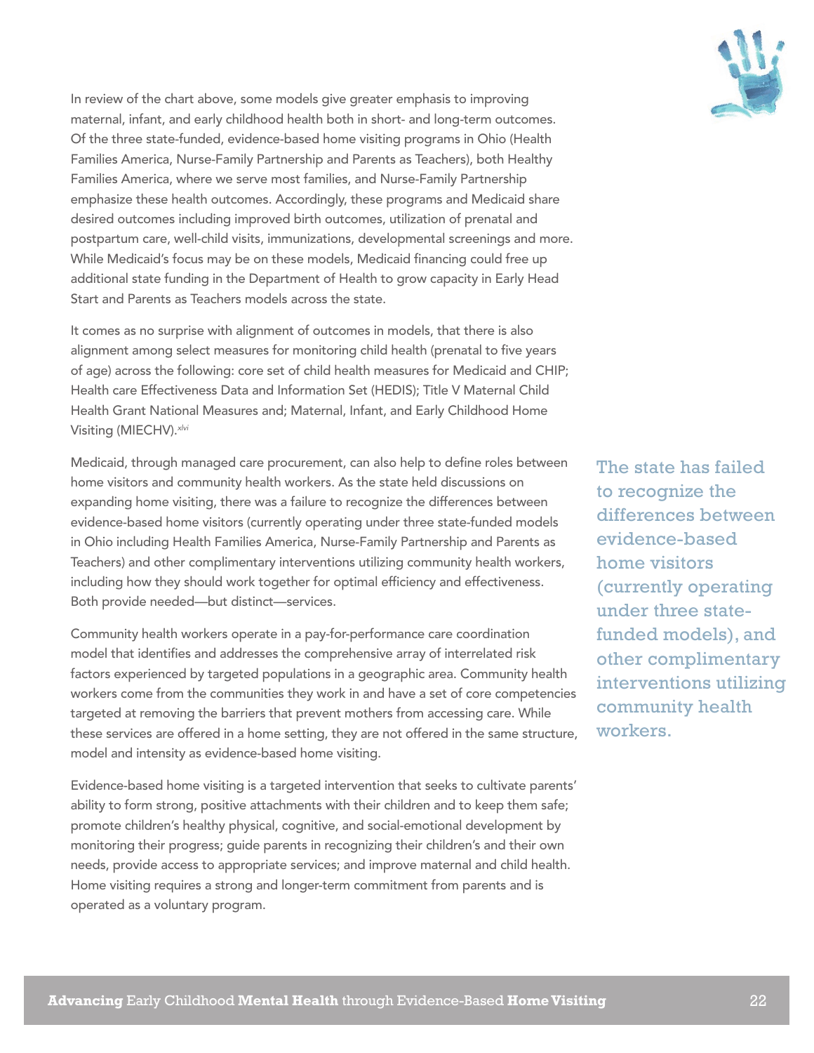In review of the chart above, some models give greater emphasis to improving maternal, infant, and early childhood health both in short- and long-term outcomes. Of the three state-funded, evidence-based home visiting programs in Ohio (Health Families America, Nurse-Family Partnership and Parents as Teachers), both Healthy Families America, where we serve most families, and Nurse-Family Partnership emphasize these health outcomes. Accordingly, these programs and Medicaid share desired outcomes including improved birth outcomes, utilization of prenatal and postpartum care, well-child visits, immunizations, developmental screenings and more. While Medicaid's focus may be on these models, Medicaid financing could free up additional state funding in the Department of Health to grow capacity in Early Head Start and Parents as Teachers models across the state.

It comes as no surprise with alignment of outcomes in models, that there is also alignment among select measures for monitoring child health (prenatal to five years of age) across the following: core set of child health measures for Medicaid and CHIP; Health care Effectiveness Data and Information Set (HEDIS); Title V Maternal Child Health Grant National Measures and; Maternal, Infant, and Early Childhood Home Visiting (MIECHV).[xlvi]

Medicaid, through managed care procurement, can also help to define roles between home visitors and community health workers. As the state held discussions on expanding home visiting, there was a failure to recognize the differences between evidence-based home visitors (currently operating under three state-funded models in Ohio including Health Families America, Nurse-Family Partnership and Parents as Teachers) and other complimentary interventions utilizing community health workers, including how they should work together for optimal efficiency and effectiveness. Both provide needed—but distinct—services.

> The state has failed to recognize the differences between evidence-based home visitors (currently operating under three state-funded models), and other complimentary interventions utilizing community health workers.

Community health workers operate in a pay-for-performance care coordination model that identifies and addresses the comprehensive array of interrelated risk factors experienced by targeted populations in a geographic area. Community health workers come from the communities they work in and have a set of core competencies targeted at removing the barriers that prevent mothers from accessing care. While these services are offered in a home setting, they are not offered in the same structure, model and intensity as evidence-based home visiting.

Evidence-based home visiting is a targeted intervention that seeks to cultivate parents' ability to form strong, positive attachments with their children and to keep them safe; promote children's healthy physical, cognitive, and social-emotional development by monitoring their progress; guide parents in recognizing their children's and their own needs, provide access to appropriate services; and improve maternal and child health. Home visiting requires a strong and longer-term commitment from parents and is operated as a voluntary program.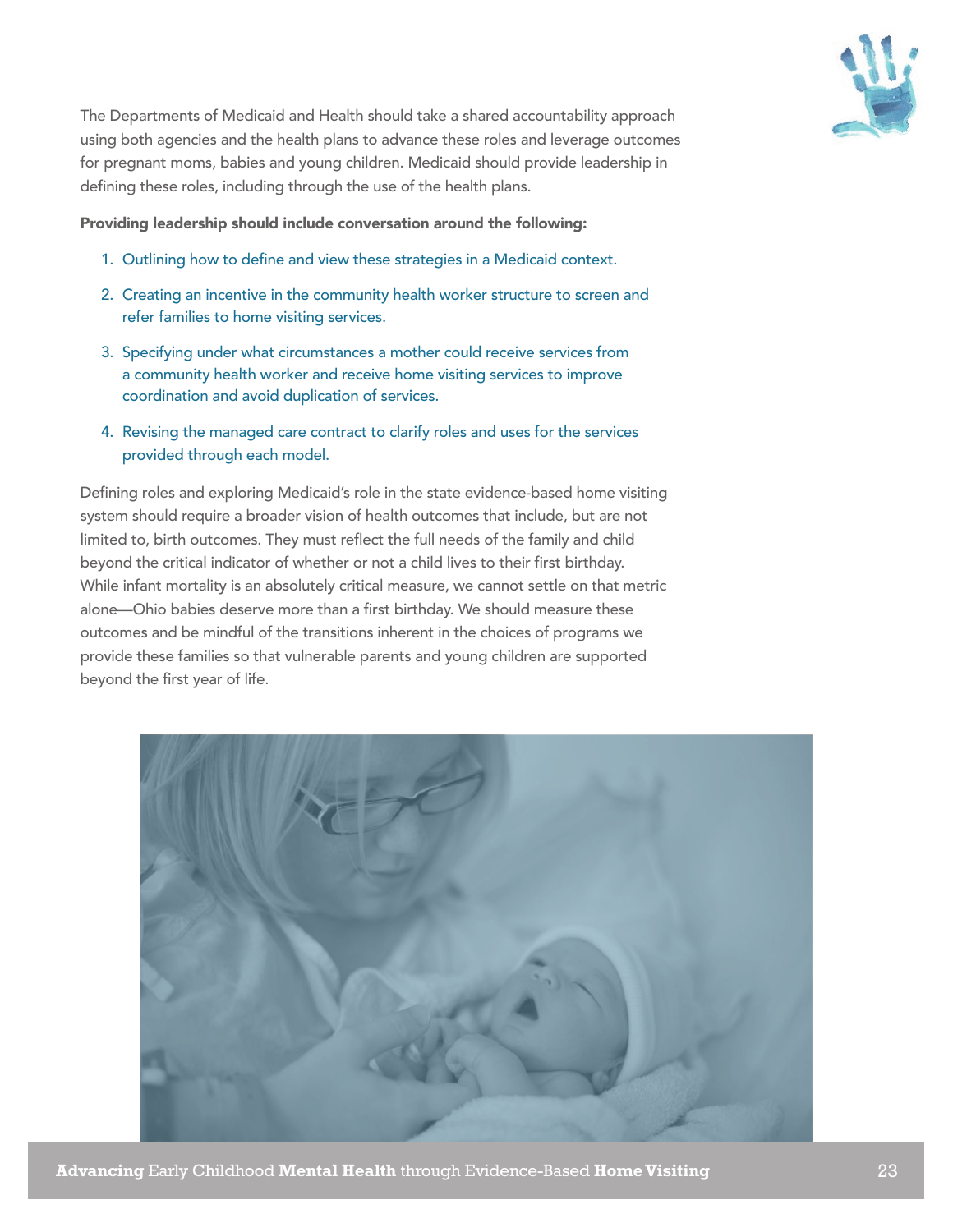The Departments of Medicaid and Health should take a shared accountability approach using both agencies and the health plans to advance these roles and leverage outcomes for pregnant moms, babies and young children. Medicaid should provide leadership in defining these roles, including through the use of the health plans.

**Providing leadership should include conversation around the following:**

1. Outlining how to define and view these strategies in a Medicaid context.
2. Creating an incentive in the community health worker structure to screen and refer families to home visiting services.
3. Specifying under what circumstances a mother could receive services from a community health worker and receive home visiting services to improve coordination and avoid duplication of services.
4. Revising the managed care contract to clarify roles and uses for the services provided through each model.

Defining roles and exploring Medicaid's role in the state evidence-based home visiting system should require a broader vision of health outcomes that include, but are not limited to, birth outcomes. They must reflect the full needs of the family and child beyond the critical indicator of whether or not a child lives to their first birthday. While infant mortality is an absolutely critical measure, we cannot settle on that metric alone—Ohio babies deserve more than a first birthday. We should measure these outcomes and be mindful of the transitions inherent in the choices of programs we provide these families so that vulnerable parents and young children are supported beyond the first year of life.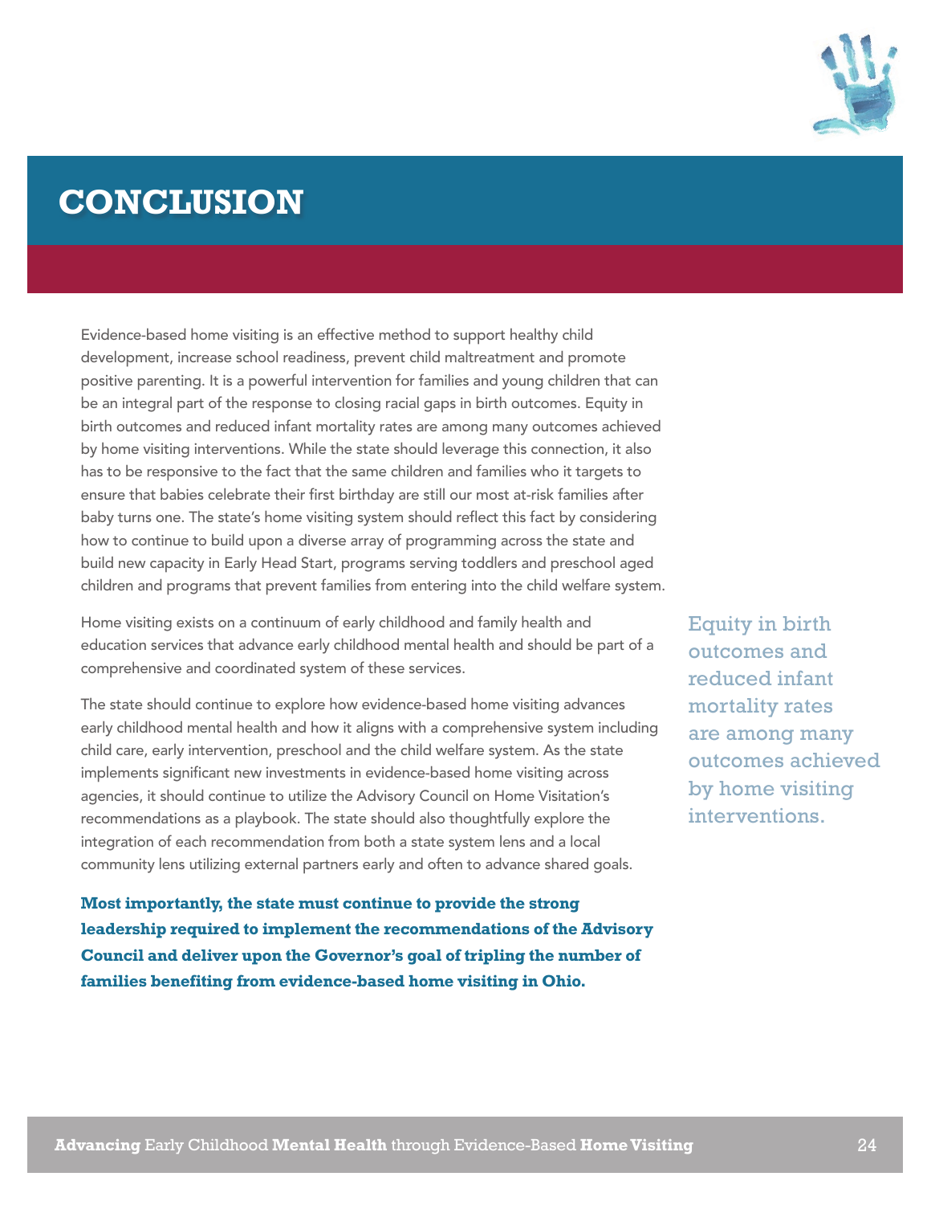# CONCLUSION

Evidence-based home visiting is an effective method to support healthy child development, increase school readiness, prevent child maltreatment and promote positive parenting. It is a powerful intervention for families and young children that can be an integral part of the response to closing racial gaps in birth outcomes. Equity in birth outcomes and reduced infant mortality rates are among many outcomes achieved by home visiting interventions. While the state should leverage this connection, it also has to be responsive to the fact that the same children and families who it targets to ensure that babies celebrate their first birthday are still our most at-risk families after baby turns one. The state's home visiting system should reflect this fact by considering how to continue to build upon a diverse array of programming across the state and build new capacity in Early Head Start, programs serving toddlers and preschool aged children and programs that prevent families from entering into the child welfare system.

Home visiting exists on a continuum of early childhood and family health and education services that advance early childhood mental health and should be part of a comprehensive and coordinated system of these services.

The state should continue to explore how evidence-based home visiting advances early childhood mental health and how it aligns with a comprehensive system including child care, early intervention, preschool and the child welfare system. As the state implements significant new investments in evidence-based home visiting across agencies, it should continue to utilize the Advisory Council on Home Visitation's recommendations as a playbook. The state should also thoughtfully explore the integration of each recommendation from both a state system lens and a local community lens utilizing external partners early and often to advance shared goals.

**Most importantly, the state must continue to provide the strong leadership required to implement the recommendations of the Advisory Council and deliver upon the Governor's goal of tripling the number of families benefiting from evidence-based home visiting in Ohio.**

Equity in birth outcomes and reduced infant mortality rates are among many outcomes achieved by home visiting interventions.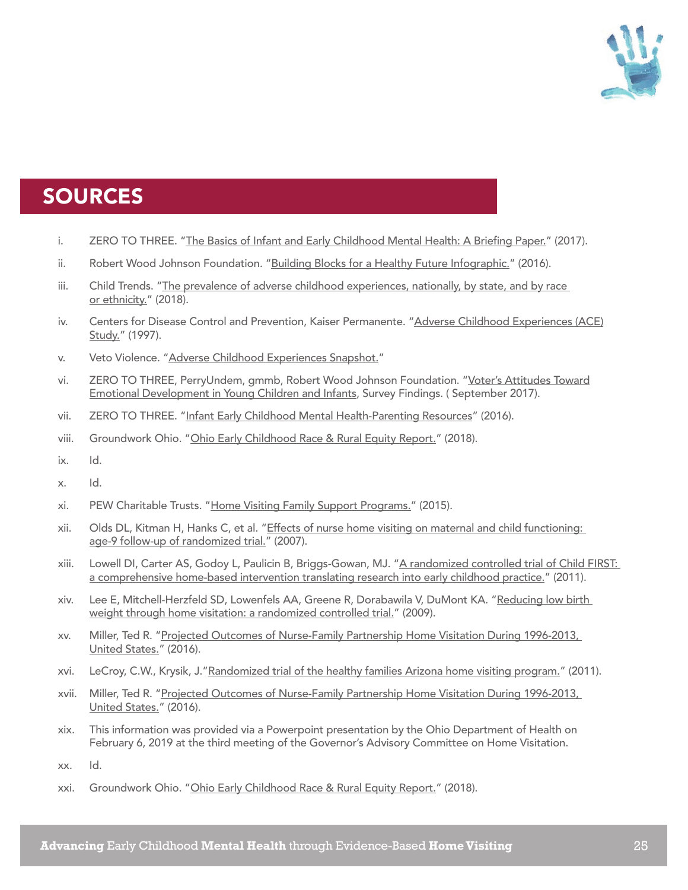## SOURCES

i. ZERO TO THREE. "The Basics of Infant and Early Childhood Mental Health: A Briefing Paper." (2017).

ii. Robert Wood Johnson Foundation. "Building Blocks for a Healthy Future Infographic." (2016).

iii. Child Trends. "The prevalence of adverse childhood experiences, nationally, by state, and by race or ethnicity." (2018).

iv. Centers for Disease Control and Prevention, Kaiser Permanente. "Adverse Childhood Experiences (ACE) Study." (1997).

v. Veto Violence. "Adverse Childhood Experiences Snapshot."

vi. ZERO TO THREE, PerryUndem, gmmb, Robert Wood Johnson Foundation. "Voter's Attitudes Toward Emotional Development in Young Children and Infants, Survey Findings. ( September 2017).

vii. ZERO TO THREE. "Infant Early Childhood Mental Health-Parenting Resources" (2016).

viii. Groundwork Ohio. "Ohio Early Childhood Race & Rural Equity Report." (2018).

ix. Id.

x. Id.

xi. PEW Charitable Trusts. "Home Visiting Family Support Programs." (2015).

xii. Olds DL, Kitman H, Hanks C, et al. "Effects of nurse home visiting on maternal and child functioning: age-9 follow-up of randomized trial." (2007).

xiii. Lowell DI, Carter AS, Godoy L, Paulicin B, Briggs-Gowan, MJ. "A randomized controlled trial of Child FIRST: a comprehensive home-based intervention translating research into early childhood practice." (2011).

xiv. Lee E, Mitchell-Herzfeld SD, Lowenfels AA, Greene R, Dorabawila V, DuMont KA. "Reducing low birth weight through home visitation: a randomized controlled trial." (2009).

xv. Miller, Ted R. "Projected Outcomes of Nurse-Family Partnership Home Visitation During 1996-2013, United States." (2016).

xvi. LeCroy, C.W., Krysik, J."Randomized trial of the healthy families Arizona home visiting program." (2011).

xvii. Miller, Ted R. "Projected Outcomes of Nurse-Family Partnership Home Visitation During 1996-2013, United States." (2016).

xix. This information was provided via a Powerpoint presentation by the Ohio Department of Health on February 6, 2019 at the third meeting of the Governor's Advisory Committee on Home Visitation.

xx. Id.

xxi. Groundwork Ohio. "Ohio Early Childhood Race & Rural Equity Report." (2018).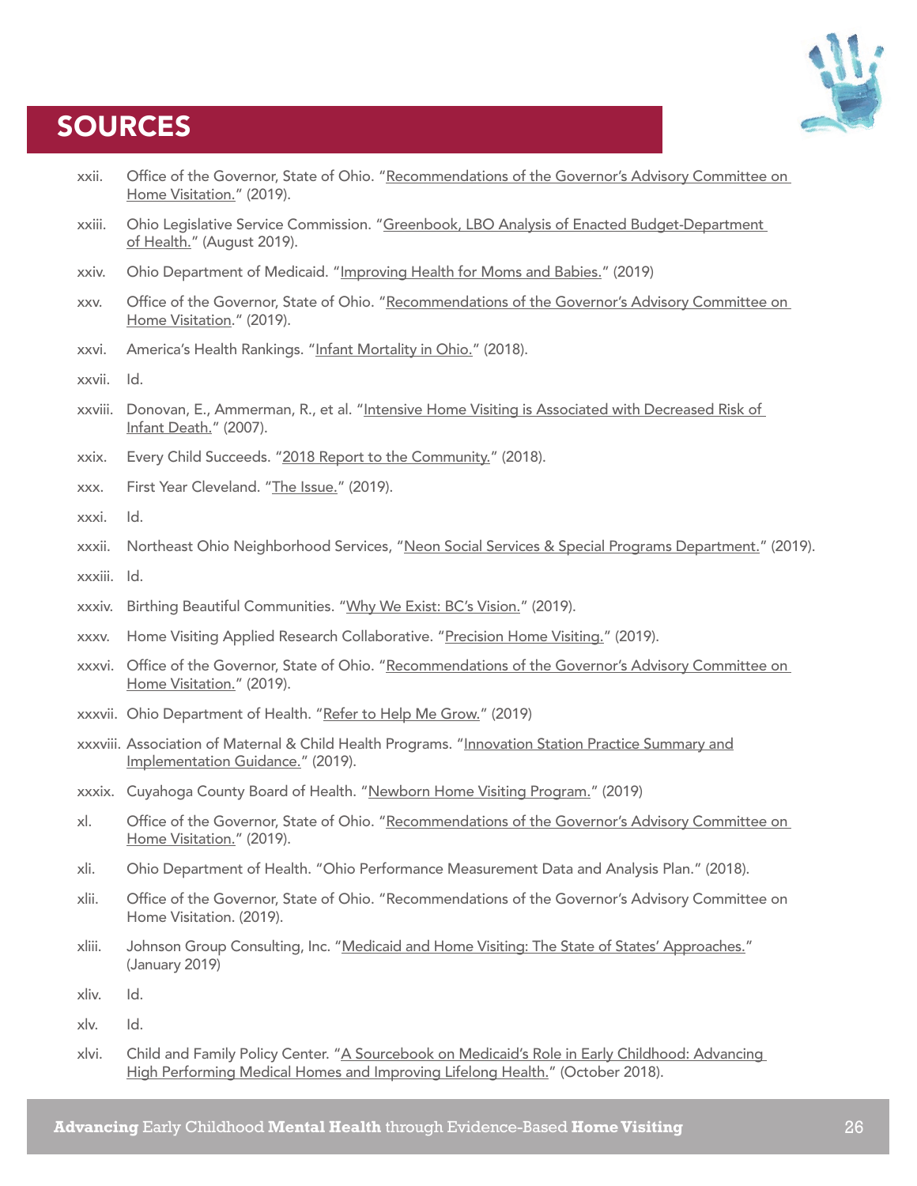# SOURCES

xxii. Office of the Governor, State of Ohio. "Recommendations of the Governor's Advisory Committee on Home Visitation." (2019).

xxiii. Ohio Legislative Service Commission. "Greenbook, LBO Analysis of Enacted Budget-Department of Health." (August 2019).

xxiv. Ohio Department of Medicaid. "Improving Health for Moms and Babies." (2019)

xxv. Office of the Governor, State of Ohio. "Recommendations of the Governor's Advisory Committee on Home Visitation." (2019).

xxvi. America's Health Rankings. "Infant Mortality in Ohio." (2018).

xxvii. Id.

xxviii. Donovan, E., Ammerman, R., et al. "Intensive Home Visiting is Associated with Decreased Risk of Infant Death." (2007).

xxix. Every Child Succeeds. "2018 Report to the Community." (2018).

xxx. First Year Cleveland. "The Issue." (2019).

xxxi. Id.

xxxii. Northeast Ohio Neighborhood Services, "Neon Social Services & Special Programs Department." (2019).

xxxiii. Id.

xxxiv. Birthing Beautiful Communities. "Why We Exist: BC's Vision." (2019).

xxxv. Home Visiting Applied Research Collaborative. "Precision Home Visiting." (2019).

xxxvi. Office of the Governor, State of Ohio. "Recommendations of the Governor's Advisory Committee on Home Visitation." (2019).

xxxvii. Ohio Department of Health. "Refer to Help Me Grow." (2019)

xxxviii. Association of Maternal & Child Health Programs. "Innovation Station Practice Summary and Implementation Guidance." (2019).

xxxix. Cuyahoga County Board of Health. "Newborn Home Visiting Program." (2019)

xl. Office of the Governor, State of Ohio. "Recommendations of the Governor's Advisory Committee on Home Visitation." (2019).

xli. Ohio Department of Health. "Ohio Performance Measurement Data and Analysis Plan." (2018).

xlii. Office of the Governor, State of Ohio. "Recommendations of the Governor's Advisory Committee on Home Visitation. (2019).

xliii. Johnson Group Consulting, Inc. "Medicaid and Home Visiting: The State of States' Approaches." (January 2019)

xliv. Id.

xlv. Id.

xlvi. Child and Family Policy Center. "A Sourcebook on Medicaid's Role in Early Childhood: Advancing High Performing Medical Homes and Improving Lifelong Health." (October 2018).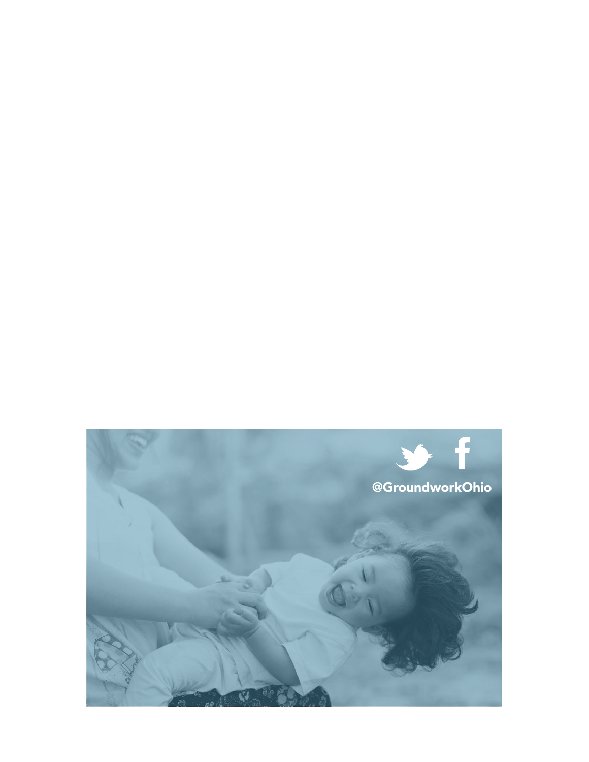@GroundworkOhio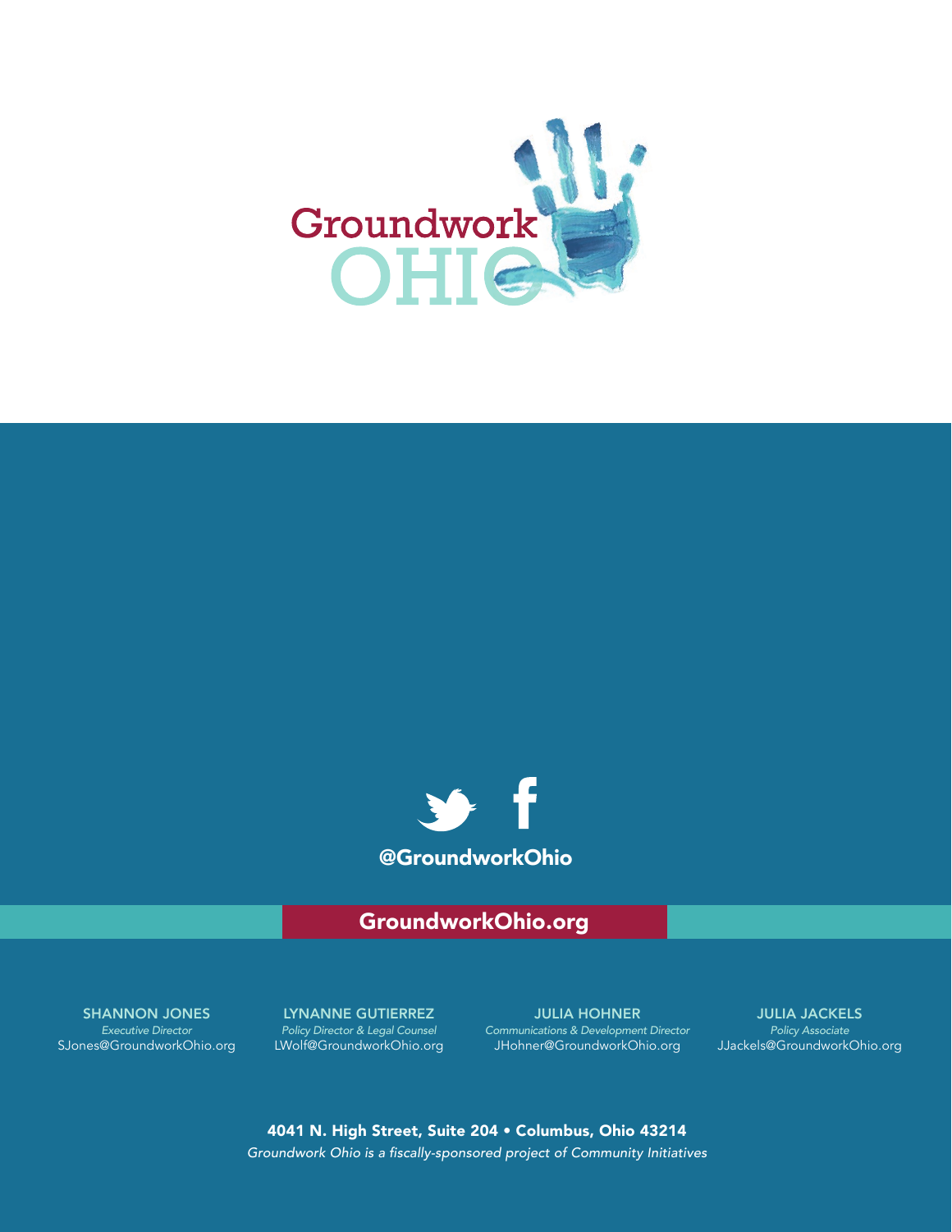Groundwork OHIO

@GroundworkOhio

GroundworkOhio.org

**SHANNON JONES**
*Executive Director*
SJones@GroundworkOhio.org

**LYNANNE GUTIERREZ**
*Policy Director & Legal Counsel*
LWolf@GroundworkOhio.org

**JULIA HOHNER**
*Communications & Development Director*
JHohner@GroundworkOhio.org

**JULIA JACKELS**
*Policy Associate*
JJackels@GroundworkOhio.org

**4041 N. High Street, Suite 204 • Columbus, Ohio 43214**
*Groundwork Ohio is a fiscally-sponsored project of Community Initiatives*